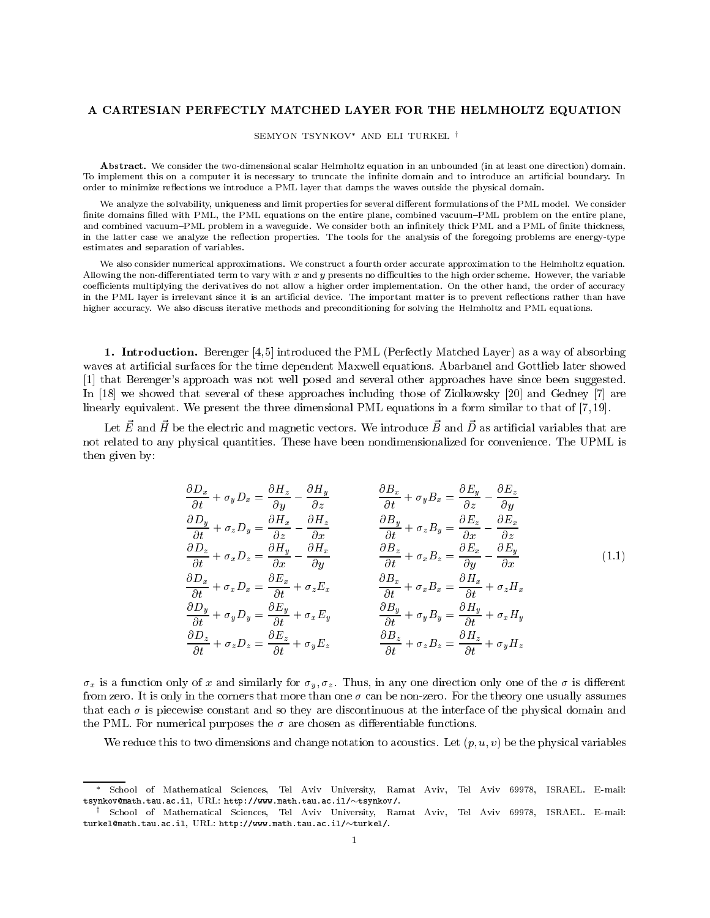# A CARTESIAN PERFECTLY MATCHED LAYER FOR THE HELMHOLTZ EQUATION

SEMYON TSYNKOV* AND ELI TURKEL †

**Abstract.** We consider the two-dimensional scalar Helmholtz equation in an unbounded (in at least one direction) domain. To implement this on a computer it is necessary to truncate the infinite domain and to introduce an artificial boundary. In order to minimize reflections we introduce a PML layer that damps the waves outside the physical domain.

We analyze the solvability, uniqueness and limit properties for several different formulations of the PML model. We consider finite domains filled with PML, the PML equations on the entire plane, combined vacuum–PML problem on the entire plane, and combined vacuum–PML problem in a waveguide. We consider both an infinitely thick PML and a PML of finite thickness, in the latter case we analyze the reflection properties. The tools for the analysis of the foregoing problems are energy-type estimates and separation of variables.

We also consider numerical approximations. We construct a fourth order accurate approximation to the Helmholtz equation. Allowing the non-differentiated term to vary with $x$ and $y$ presents no difficulties to the high order scheme. However, the variable coefficients multiplying the derivatives do not allow a higher order implementation. On the other hand, the order of accuracy in the PML layer is irrelevant since it is an artificial device. The important matter is to prevent reflections rather than have higher accuracy. We also discuss iterative methods and preconditioning for solving the Helmholtz and PML equations.

## 1. Introduction.

Berenger [4,5] introduced the PML (Perfectly Matched Layer) as a way of absorbing waves at artificial surfaces for the time dependent Maxwell equations. Abarbanel and Gottlieb later showed [1] that Berenger's approach was not well posed and several other approaches have since been suggested. In [18] we showed that several of these approaches including those of Ziolkowsky [20] and Gedney [7] are linearly equivalent. We present the three dimensional PML equations in a form similar to that of [7,19].

Let $\vec{E}$ and $\vec{H}$ be the electric and magnetic vectors. We introduce $\vec{B}$ and $\vec{D}$ as artificial variables that are not related to any physical quantities. These have been nondimensionalized for convenience. The UPML is then given by:

$$
\begin{aligned}
\frac{\partial D_x}{\partial t} + \sigma_y D_x &= \frac{\partial H_z}{\partial y} - \frac{\partial H_y}{\partial z} & \qquad \frac{\partial B_x}{\partial t} + \sigma_y B_x &= \frac{\partial E_y}{\partial z} - \frac{\partial E_z}{\partial y} \\
\frac{\partial D_y}{\partial t} + \sigma_z D_y &= \frac{\partial H_x}{\partial z} - \frac{\partial H_z}{\partial x} & \qquad \frac{\partial B_y}{\partial t} + \sigma_z B_y &= \frac{\partial E_z}{\partial x} - \frac{\partial E_x}{\partial z} \\
\frac{\partial D_z}{\partial t} + \sigma_x D_z &= \frac{\partial H_y}{\partial x} - \frac{\partial H_x}{\partial y} & \qquad \frac{\partial B_z}{\partial t} + \sigma_x B_z &= \frac{\partial E_x}{\partial y} - \frac{\partial E_y}{\partial x} \\
\frac{\partial D_x}{\partial t} + \sigma_x D_x &= \frac{\partial E_x}{\partial t} + \sigma_z E_x & \qquad \frac{\partial B_x}{\partial t} + \sigma_x B_x &= \frac{\partial H_x}{\partial t} + \sigma_z H_x \\
\frac{\partial D_y}{\partial t} + \sigma_y D_y &= \frac{\partial E_y}{\partial t} + \sigma_x E_y & \qquad \frac{\partial B_y}{\partial t} + \sigma_y B_y &= \frac{\partial H_y}{\partial t} + \sigma_x H_y \\
\frac{\partial D_z}{\partial t} + \sigma_z D_z &= \frac{\partial E_z}{\partial t} + \sigma_y E_z & \qquad \frac{\partial B_z}{\partial t} + \sigma_z B_z &= \frac{\partial H_z}{\partial t} + \sigma_y H_z
\end{aligned}
\tag{1.1}
$$

$\sigma_x$ is a function only of $x$ and similarly for $\sigma_y, \sigma_z$. Thus, in any one direction only one of the $\sigma$ is different from zero. It is only in the corners that more than one $\sigma$ can be non-zero. For the theory one usually assumes that each $\sigma$ is piecewise constant and so they are discontinuous at the interface of the physical domain and the PML. For numerical purposes the $\sigma$ are chosen as differentiable functions.

We reduce this to two dimensions and change notation to acoustics. Let $(p, u, v)$ be the physical variables

---

\* School of Mathematical Sciences, Tel Aviv University, Ramat Aviv, Tel Aviv 69978, ISRAEL. E-mail: `tsynkov@math.tau.ac.il`, URL: `http://www.math.tau.ac.il/~tsynkov/`.

† School of Mathematical Sciences, Tel Aviv University, Ramat Aviv, Tel Aviv 69978, ISRAEL. E-mail: `turkel@math.tau.ac.il`, URL: `http://www.math.tau.ac.il/~turkel/`.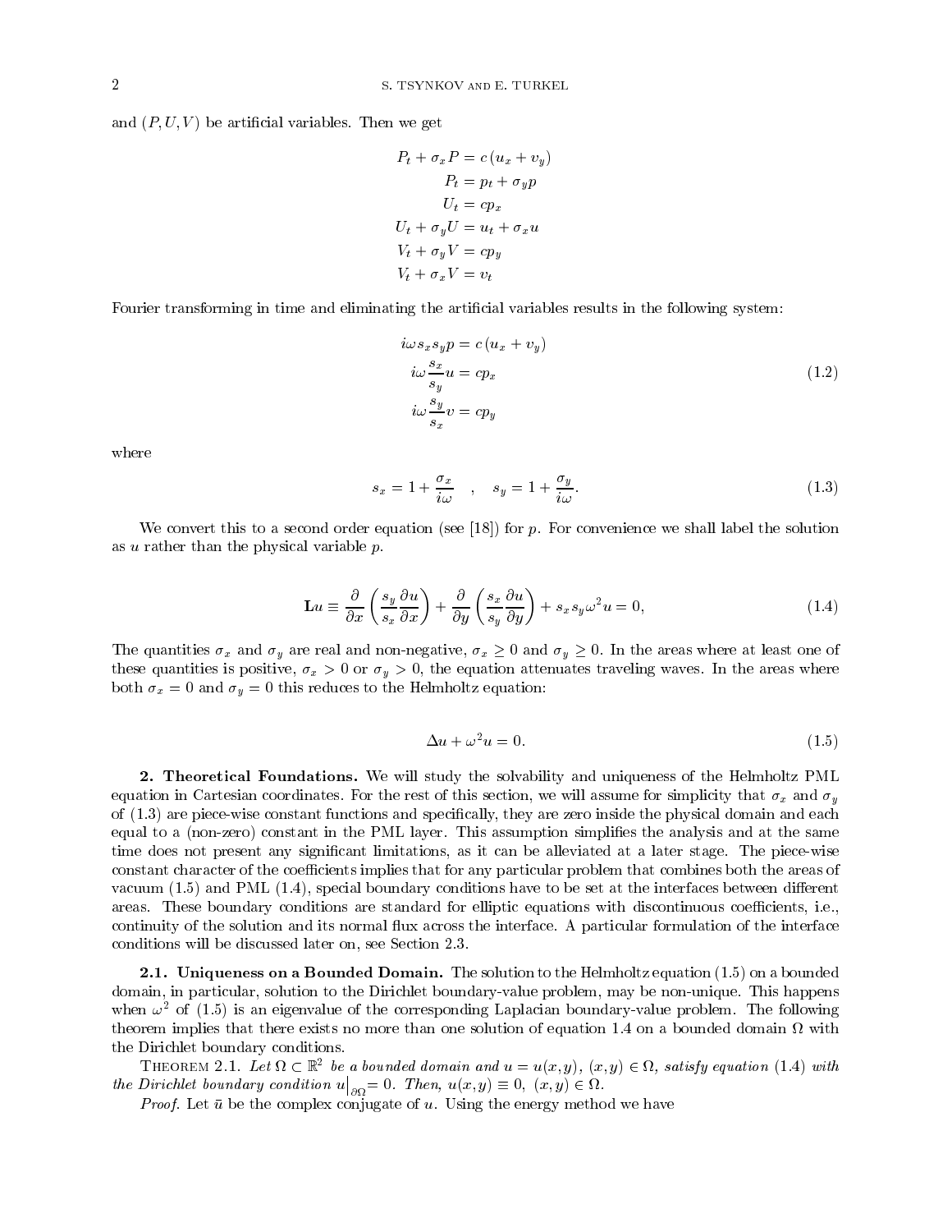and $(P, U, V)$ be artificial variables. Then we get

$$
\begin{aligned}
P_t + \sigma_x P &= c\,(u_x + v_y) \\
P_t &= p_t + \sigma_y p \\
U_t &= c p_x \\
U_t + \sigma_y U &= u_t + \sigma_x u \\
V_t + \sigma_y V &= c p_y \\
V_t + \sigma_x V &= v_t
\end{aligned}
$$

Fourier transforming in time and eliminating the artificial variables results in the following system:

$$
\begin{aligned}
i\omega s_x s_y p &= c\,(u_x + v_y) \\
i\omega \frac{s_x}{s_y} u &= c p_x \\
i\omega \frac{s_y}{s_x} v &= c p_y
\end{aligned}
\tag{1.2}
$$

where

$$
s_x = 1 + \frac{\sigma_x}{i\omega} \quad , \quad s_y = 1 + \frac{\sigma_y}{i\omega}. \tag{1.3}
$$

We convert this to a second order equation (see [18]) for $p$. For convenience we shall label the solution as $u$ rather than the physical variable $p$.

$$
\mathbf{L}u \equiv \frac{\partial}{\partial x}\left(\frac{s_y}{s_x}\frac{\partial u}{\partial x}\right) + \frac{\partial}{\partial y}\left(\frac{s_x}{s_y}\frac{\partial u}{\partial y}\right) + s_x s_y \omega^2 u = 0, \tag{1.4}
$$

The quantities $\sigma_x$ and $\sigma_y$ are real and non-negative, $\sigma_x \geq 0$ and $\sigma_y \geq 0$. In the areas where at least one of these quantities is positive, $\sigma_x > 0$ or $\sigma_y > 0$, the equation attenuates traveling waves. In the areas where both $\sigma_x = 0$ and $\sigma_y = 0$ this reduces to the Helmholtz equation:

$$
\Delta u + \omega^2 u = 0. \tag{1.5}
$$

## 2. Theoretical Foundations.

We will study the solvability and uniqueness of the Helmholtz PML equation in Cartesian coordinates. For the rest of this section, we will assume for simplicity that $\sigma_x$ and $\sigma_y$ of (1.3) are piece-wise constant functions and specifically, they are zero inside the physical domain and each equal to a (non-zero) constant in the PML layer. This assumption simplifies the analysis and at the same time does not present any significant limitations, as it can be alleviated at a later stage. The piece-wise constant character of the coefficients implies that for any particular problem that combines both the areas of vacuum (1.5) and PML (1.4), special boundary conditions have to be set at the interfaces between different areas. These boundary conditions are standard for elliptic equations with discontinuous coefficients, i.e., continuity of the solution and its normal flux across the interface. A particular formulation of the interface conditions will be discussed later on, see Section 2.3.

### 2.1. Uniqueness on a Bounded Domain.

The solution to the Helmholtz equation (1.5) on a bounded domain, in particular, solution to the Dirichlet boundary-value problem, may be non-unique. This happens when $\omega^2$ of (1.5) is an eigenvalue of the corresponding Laplacian boundary-value problem. The following theorem implies that there exists no more than one solution of equation 1.4 on a bounded domain $\Omega$ with the Dirichlet boundary conditions.

THEOREM 2.1. *Let $\Omega \subset \mathbb{R}^2$ be a bounded domain and $u = u(x, y)$, $(x, y) \in \Omega$, satisfy equation (1.4) with the Dirichlet boundary condition $u\big|_{\partial\Omega} = 0$. Then, $u(x, y) \equiv 0$, $(x, y) \in \Omega$.*

*Proof.* Let $\bar{u}$ be the complex conjugate of $u$. Using the energy method we have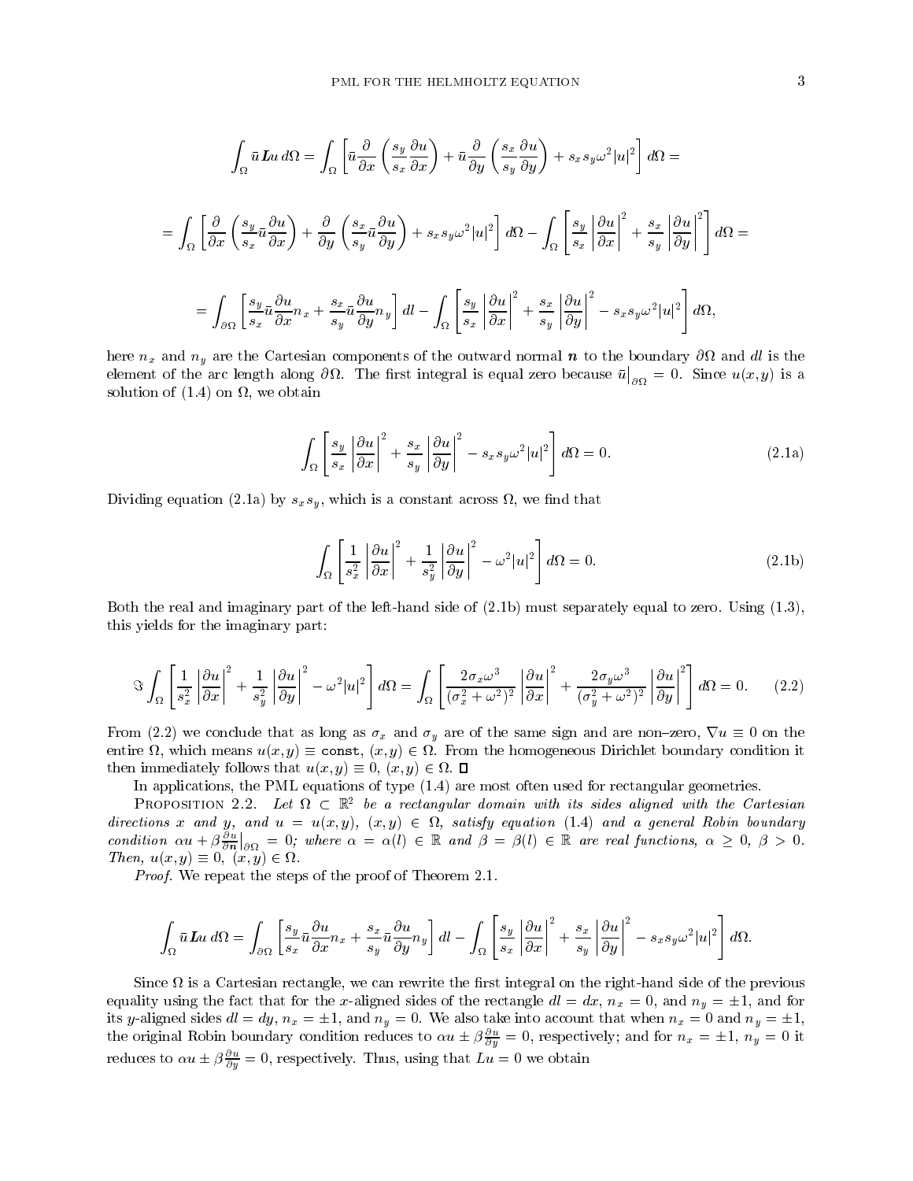$$\int_\Omega \bar{u}\, \boldsymbol{L}u \, d\Omega = \int_\Omega \left[ \bar{u} \frac{\partial}{\partial x}\left( \frac{s_y}{s_x}\frac{\partial u}{\partial x}\right) + \bar{u}\frac{\partial}{\partial y}\left(\frac{s_x}{s_y}\frac{\partial u}{\partial y}\right) + s_x s_y \omega^2 |u|^2 \right] d\Omega =$$

$$= \int_\Omega \left[ \frac{\partial}{\partial x}\left( \frac{s_y}{s_x}\bar{u}\frac{\partial u}{\partial x}\right) + \frac{\partial}{\partial y}\left(\frac{s_x}{s_y}\bar{u}\frac{\partial u}{\partial y}\right) + s_x s_y \omega^2 |u|^2 \right] d\Omega - \int_\Omega \left[ \frac{s_y}{s_x}\left|\frac{\partial u}{\partial x}\right|^2 + \frac{s_x}{s_y}\left|\frac{\partial u}{\partial y}\right|^2 \right] d\Omega =$$

$$= \int_{\partial\Omega} \left[ \frac{s_y}{s_x}\bar{u}\frac{\partial u}{\partial x} n_x + \frac{s_x}{s_y}\bar{u}\frac{\partial u}{\partial y} n_y \right] dl - \int_\Omega \left[ \frac{s_y}{s_x}\left|\frac{\partial u}{\partial x}\right|^2 + \frac{s_x}{s_y}\left|\frac{\partial u}{\partial y}\right|^2 - s_x s_y \omega^2 |u|^2 \right] d\Omega,$$

here $n_x$ and $n_y$ are the Cartesian components of the outward normal $\boldsymbol{n}$ to the boundary $\partial\Omega$ and $dl$ is the element of the arc length along $\partial\Omega$. The first integral is equal zero because $\bar{u}\big|_{\partial\Omega} = 0$. Since $u(x,y)$ is a solution of (1.4) on $\Omega$, we obtain

$$\int_\Omega \left[ \frac{s_y}{s_x}\left|\frac{\partial u}{\partial x}\right|^2 + \frac{s_x}{s_y}\left|\frac{\partial u}{\partial y}\right|^2 - s_x s_y \omega^2 |u|^2 \right] d\Omega = 0. \tag{2.1a}$$

Dividing equation (2.1a) by $s_x s_y$, which is a constant across $\Omega$, we find that

$$\int_\Omega \left[ \frac{1}{s_x^2}\left|\frac{\partial u}{\partial x}\right|^2 + \frac{1}{s_y^2}\left|\frac{\partial u}{\partial y}\right|^2 - \omega^2 |u|^2 \right] d\Omega = 0. \tag{2.1b}$$

Both the real and imaginary part of the left-hand side of (2.1b) must separately equal to zero. Using (1.3), this yields for the imaginary part:

$$\Im \int_\Omega \left[ \frac{1}{s_x^2}\left|\frac{\partial u}{\partial x}\right|^2 + \frac{1}{s_y^2}\left|\frac{\partial u}{\partial y}\right|^2 - \omega^2 |u|^2 \right] d\Omega = \int_\Omega \left[ \frac{2\sigma_x \omega^3}{(\sigma_x^2+\omega^2)^2}\left|\frac{\partial u}{\partial x}\right|^2 + \frac{2\sigma_y \omega^3}{(\sigma_y^2+\omega^2)^2}\left|\frac{\partial u}{\partial y}\right|^2 \right] d\Omega = 0. \tag{2.2}$$

From (2.2) we conclude that as long as $\sigma_x$ and $\sigma_y$ are of the same sign and are non–zero, $\nabla u \equiv 0$ on the entire $\Omega$, which means $u(x,y) \equiv \texttt{const}$, $(x,y) \in \Omega$. From the homogeneous Dirichlet boundary condition it then immediately follows that $u(x,y) \equiv 0$, $(x,y) \in \Omega$. ∎

In applications, the PML equations of type (1.4) are most often used for rectangular geometries.

Proposition 2.2. *Let $\Omega \subset \mathbb{R}^2$ be a rectangular domain with its sides aligned with the Cartesian directions $x$ and $y$, and $u = u(x,y)$, $(x,y) \in \Omega$, satisfy equation (1.4) and a general Robin boundary condition $\alpha u + \beta \frac{\partial u}{\partial \boldsymbol{n}}\big|_{\partial\Omega} = 0$; where $\alpha = \alpha(l) \in \mathbb{R}$ and $\beta = \beta(l) \in \mathbb{R}$ are real functions, $\alpha \geq 0$, $\beta > 0$. Then, $u(x,y) \equiv 0$, $(x,y) \in \Omega$.*

*Proof*. We repeat the steps of the proof of Theorem 2.1.

$$\int_\Omega \bar{u}\, \boldsymbol{L}u \, d\Omega = \int_{\partial\Omega} \left[ \frac{s_y}{s_x}\bar{u}\frac{\partial u}{\partial x} n_x + \frac{s_x}{s_y}\bar{u}\frac{\partial u}{\partial y} n_y \right] dl - \int_\Omega \left[ \frac{s_y}{s_x}\left|\frac{\partial u}{\partial x}\right|^2 + \frac{s_x}{s_y}\left|\frac{\partial u}{\partial y}\right|^2 - s_x s_y \omega^2 |u|^2 \right] d\Omega.$$

Since $\Omega$ is a Cartesian rectangle, we can rewrite the first integral on the right-hand side of the previous equality using the fact that for the $x$-aligned sides of the rectangle $dl = dx$, $n_x = 0$, and $n_y = \pm 1$, and for its $y$-aligned sides $dl = dy$, $n_x = \pm 1$, and $n_y = 0$. We also take into account that when $n_x = 0$ and $n_y = \pm 1$, the original Robin boundary condition reduces to $\alpha u \pm \beta \frac{\partial u}{\partial y} = 0$, respectively; and for $n_x = \pm 1$, $n_y = 0$ it reduces to $\alpha u \pm \beta \frac{\partial u}{\partial y} = 0$, respectively. Thus, using that $Lu = 0$ we obtain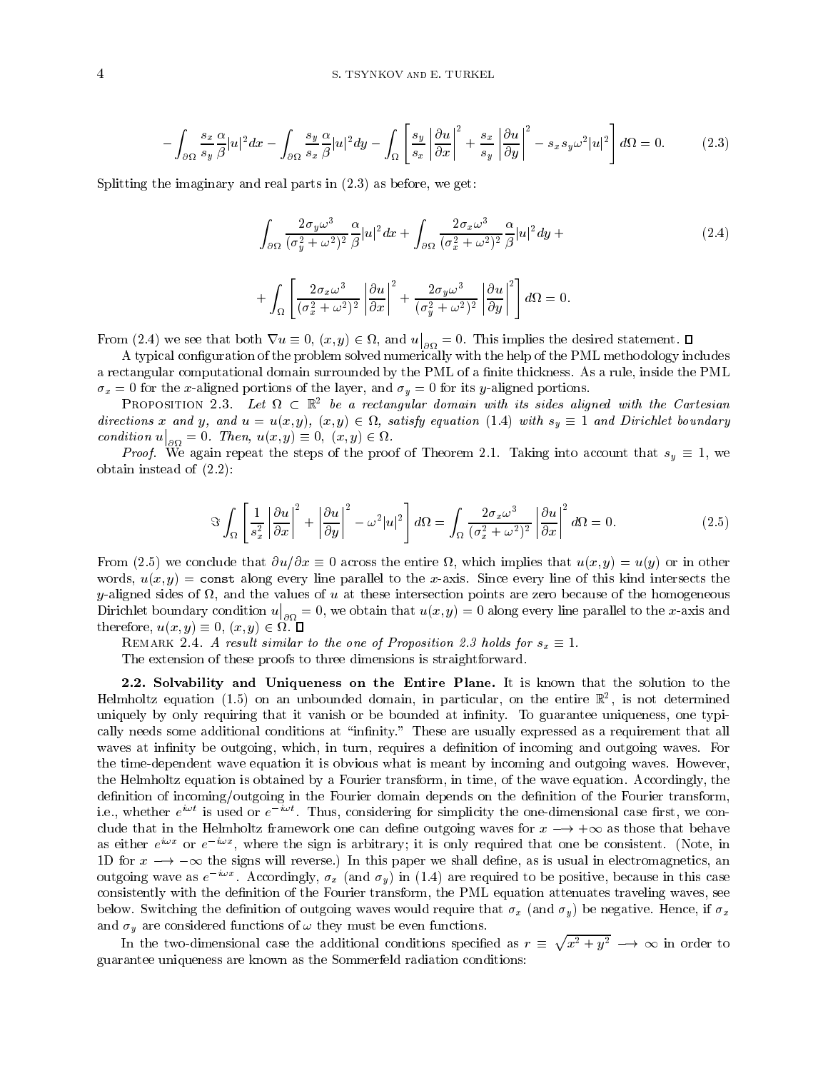$$
-\int_{\partial\Omega} \frac{s_x}{s_y}\frac{\alpha}{\beta}|u|^2 dx - \int_{\partial\Omega} \frac{s_y}{s_x}\frac{\alpha}{\beta}|u|^2 dy - \int_\Omega \left[ \frac{s_y}{s_x}\left|\frac{\partial u}{\partial x}\right|^2 + \frac{s_x}{s_y}\left|\frac{\partial u}{\partial y}\right|^2 - s_x s_y \omega^2 |u|^2 \right] d\Omega = 0. \tag{2.3}
$$

Splitting the imaginary and real parts in (2.3) as before, we get:

$$
\int_{\partial\Omega} \frac{2\sigma_y\omega^3}{(\sigma_y^2+\omega^2)^2}\frac{\alpha}{\beta}|u|^2 dx + \int_{\partial\Omega} \frac{2\sigma_x\omega^3}{(\sigma_x^2+\omega^2)^2}\frac{\alpha}{\beta}|u|^2 dy + \tag{2.4}
$$

$$
+ \int_\Omega \left[ \frac{2\sigma_x\omega^3}{(\sigma_x^2+\omega^2)^2}\left|\frac{\partial u}{\partial x}\right|^2 + \frac{2\sigma_y\omega^3}{(\sigma_y^2+\omega^2)^2}\left|\frac{\partial u}{\partial y}\right|^2 \right] d\Omega = 0.
$$

From (2.4) we see that both $\nabla u \equiv 0$, $(x,y) \in \Omega$, and $u\big|_{\partial\Omega} = 0$. This implies the desired statement. ∎

A typical configuration of the problem solved numerically with the help of the PML methodology includes a rectangular computational domain surrounded by the PML of a finite thickness. As a rule, inside the PML $\sigma_x = 0$ for the $x$-aligned portions of the layer, and $\sigma_y = 0$ for its $y$-aligned portions.

Proposition 2.3. *Let $\Omega \subset \mathbb{R}^2$ be a rectangular domain with its sides aligned with the Cartesian directions $x$ and $y$, and $u = u(x,y)$, $(x,y) \in \Omega$, satisfy equation (1.4) with $s_y \equiv 1$ and Dirichlet boundary condition $u\big|_{\partial\Omega} = 0$. Then, $u(x,y) \equiv 0$, $(x,y) \in \Omega$.*

*Proof.* We again repeat the steps of the proof of Theorem 2.1. Taking into account that $s_y \equiv 1$, we obtain instead of (2.2):

$$
\Im \int_\Omega \left[ \frac{1}{s_x^2}\left|\frac{\partial u}{\partial x}\right|^2 + \left|\frac{\partial u}{\partial y}\right|^2 - \omega^2|u|^2 \right] d\Omega = \int_\Omega \frac{2\sigma_x\omega^3}{(\sigma_x^2+\omega^2)^2}\left|\frac{\partial u}{\partial x}\right|^2 d\Omega = 0. \tag{2.5}
$$

From (2.5) we conclude that $\partial u/\partial x \equiv 0$ across the entire $\Omega$, which implies that $u(x,y) = u(y)$ or in other words, $u(x,y) = \texttt{const}$ along every line parallel to the $x$-axis. Since every line of this kind intersects the $y$-aligned sides of $\Omega$, and the values of $u$ at these intersection points are zero because of the homogeneous Dirichlet boundary condition $u\big|_{\partial\Omega} = 0$, we obtain that $u(x,y) = 0$ along every line parallel to the $x$-axis and therefore, $u(x,y) \equiv 0$, $(x,y) \in \Omega$. ∎

Remark 2.4. *A result similar to the one of Proposition 2.3 holds for $s_x \equiv 1$.*

The extension of these proofs to three dimensions is straightforward.

**2.2. Solvability and Uniqueness on the Entire Plane.** It is known that the solution to the Helmholtz equation (1.5) on an unbounded domain, in particular, on the entire $\mathbb{R}^2$, is not determined uniquely by only requiring that it vanish or be bounded at infinity. To guarantee uniqueness, one typically needs some additional conditions at "infinity." These are usually expressed as a requirement that all waves at infinity be outgoing, which, in turn, requires a definition of incoming and outgoing waves. For the time-dependent wave equation it is obvious what is meant by incoming and outgoing waves. However, the Helmholtz equation is obtained by a Fourier transform, in time, of the wave equation. Accordingly, the definition of incoming/outgoing in the Fourier domain depends on the definition of the Fourier transform, i.e., whether $e^{i\omega t}$ is used or $e^{-i\omega t}$. Thus, considering for simplicity the one-dimensional case first, we conclude that in the Helmholtz framework one can define outgoing waves for $x \longrightarrow +\infty$ as those that behave as either $e^{i\omega x}$ or $e^{-i\omega x}$, where the sign is arbitrary; it is only required that one be consistent. (Note, in 1D for $x \longrightarrow -\infty$ the signs will reverse.) In this paper we shall define, as is usual in electromagnetics, an outgoing wave as $e^{-i\omega x}$. Accordingly, $\sigma_x$ (and $\sigma_y$) in (1.4) are required to be positive, because in this case consistently with the definition of the Fourier transform, the PML equation attenuates traveling waves, see below. Switching the definition of outgoing waves would require that $\sigma_x$ (and $\sigma_y$) be negative. Hence, if $\sigma_x$ and $\sigma_y$ are considered functions of $\omega$ they must be even functions.

In the two-dimensional case the additional conditions specified as $r \equiv \sqrt{x^2+y^2} \longrightarrow \infty$ in order to guarantee uniqueness are known as the Sommerfeld radiation conditions: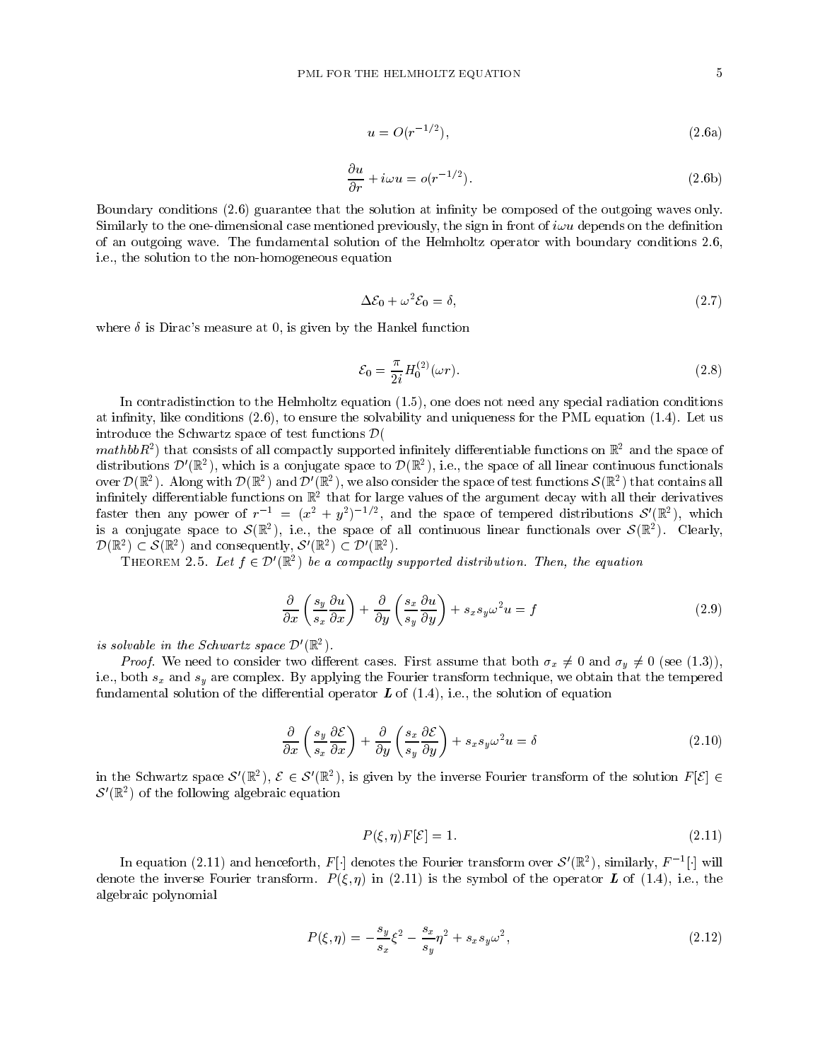$$u = O(r^{-1/2}), \tag{2.6a}$$

$$\frac{\partial u}{\partial r} + i\omega u = o(r^{-1/2}). \tag{2.6b}$$

Boundary conditions (2.6) guarantee that the solution at infinity be composed of the outgoing waves only. Similarly to the one-dimensional case mentioned previously, the sign in front of $i\omega u$ depends on the definition of an outgoing wave. The fundamental solution of the Helmholtz operator with boundary conditions 2.6, i.e., the solution to the non-homogeneous equation

$$\Delta \mathcal{E}_0 + \omega^2 \mathcal{E}_0 = \delta, \tag{2.7}$$

where $\delta$ is Dirac's measure at 0, is given by the Hankel function

$$\mathcal{E}_0 = \frac{\pi}{2i} H_0^{(2)}(\omega r). \tag{2.8}$$

In contradistinction to the Helmholtz equation (1.5), one does not need any special radiation conditions at infinity, like conditions (2.6), to ensure the solvability and uniqueness for the PML equation (1.4). Let us introduce the Schwartz space of test functions $\mathcal{D}($
$mathbbR^2)$ that consists of all compactly supported infinitely differentiable functions on $\mathbb{R}^2$ and the space of distributions $\mathcal{D}'(\mathbb{R}^2)$, which is a conjugate space to $\mathcal{D}(\mathbb{R}^2)$, i.e., the space of all linear continuous functionals over $\mathcal{D}(\mathbb{R}^2)$. Along with $\mathcal{D}(\mathbb{R}^2)$ and $\mathcal{D}'(\mathbb{R}^2)$, we also consider the space of test functions $\mathcal{S}(\mathbb{R}^2)$ that contains all infinitely differentiable functions on $\mathbb{R}^2$ that for large values of the argument decay with all their derivatives faster then any power of $r^{-1} = (x^2 + y^2)^{-1/2}$, and the space of tempered distributions $\mathcal{S}'(\mathbb{R}^2)$, which is a conjugate space to $\mathcal{S}(\mathbb{R}^2)$, i.e., the space of all continuous linear functionals over $\mathcal{S}(\mathbb{R}^2)$. Clearly, $\mathcal{D}(\mathbb{R}^2) \subset \mathcal{S}(\mathbb{R}^2)$ and consequently, $\mathcal{S}'(\mathbb{R}^2) \subset \mathcal{D}'(\mathbb{R}^2)$.

Theorem 2.5. *Let $f \in \mathcal{D}'(\mathbb{R}^2)$ be a compactly supported distribution. Then, the equation*

$$\frac{\partial}{\partial x}\left(\frac{s_y}{s_x}\frac{\partial u}{\partial x}\right) + \frac{\partial}{\partial y}\left(\frac{s_x}{s_y}\frac{\partial u}{\partial y}\right) + s_x s_y \omega^2 u = f \tag{2.9}$$

*is solvable in the Schwartz space $\mathcal{D}'(\mathbb{R}^2)$.*

*Proof.* We need to consider two different cases. First assume that both $\sigma_x \neq 0$ and $\sigma_y \neq 0$ (see (1.3)), i.e., both $s_x$ and $s_y$ are complex. By applying the Fourier transform technique, we obtain that the tempered fundamental solution of the differential operator $\boldsymbol{L}$ of (1.4), i.e., the solution of equation

$$\frac{\partial}{\partial x}\left(\frac{s_y}{s_x}\frac{\partial \mathcal{E}}{\partial x}\right) + \frac{\partial}{\partial y}\left(\frac{s_x}{s_y}\frac{\partial \mathcal{E}}{\partial y}\right) + s_x s_y \omega^2 u = \delta \tag{2.10}$$

in the Schwartz space $\mathcal{S}'(\mathbb{R}^2)$, $\mathcal{E} \in \mathcal{S}'(\mathbb{R}^2)$, is given by the inverse Fourier transform of the solution $F[\mathcal{E}] \in \mathcal{S}'(\mathbb{R}^2)$ of the following algebraic equation

$$P(\xi, \eta) F[\mathcal{E}] = 1. \tag{2.11}$$

In equation (2.11) and henceforth, $F[\cdot]$ denotes the Fourier transform over $\mathcal{S}'(\mathbb{R}^2)$, similarly, $F^{-1}[\cdot]$ will denote the inverse Fourier transform. $P(\xi, \eta)$ in (2.11) is the symbol of the operator $\boldsymbol{L}$ of (1.4), i.e., the algebraic polynomial

$$P(\xi, \eta) = -\frac{s_y}{s_x}\xi^2 - \frac{s_x}{s_y}\eta^2 + s_x s_y \omega^2, \tag{2.12}$$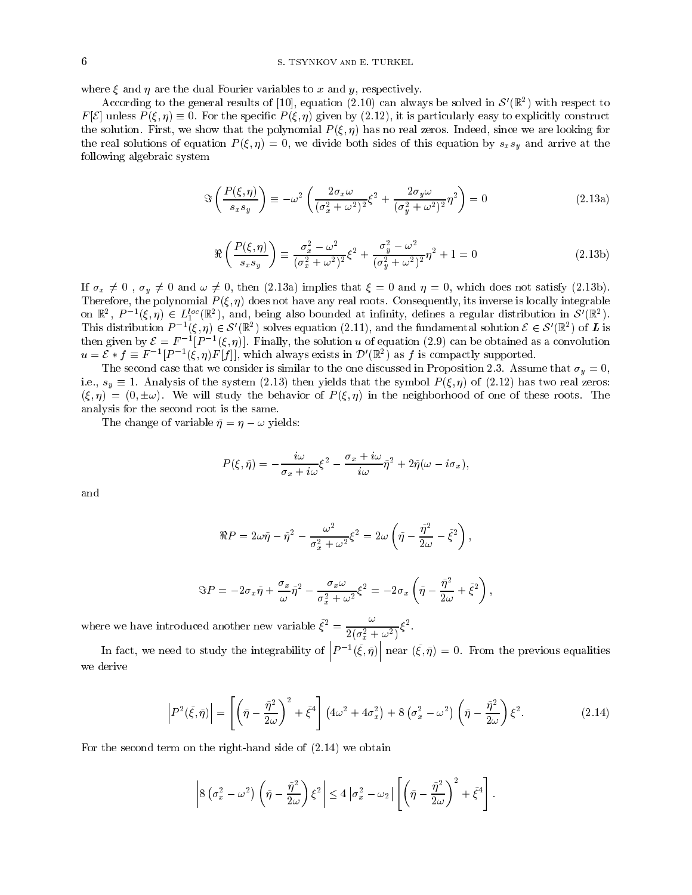where $\xi$ and $\eta$ are the dual Fourier variables to $x$ and $y$, respectively.

According to the general results of [10], equation (2.10) can always be solved in $\mathcal{S}'(\mathbb{R}^2)$ with respect to $F[\mathcal{E}]$ unless $P(\xi,\eta) \equiv 0$. For the specific $P(\xi,\eta)$ given by (2.12), it is particularly easy to explicitly construct the solution. First, we show that the polynomial $P(\xi,\eta)$ has no real zeros. Indeed, since we are looking for the real solutions of equation $P(\xi,\eta)=0$, we divide both sides of this equation by $s_x s_y$ and arrive at the following algebraic system

$$\Im\left(\frac{P(\xi,\eta)}{s_x s_y}\right) \equiv -\omega^2\left(\frac{2\sigma_x\omega}{(\sigma_x^2+\omega^2)^2}\xi^2 + \frac{2\sigma_y\omega}{(\sigma_y^2+\omega^2)^2}\eta^2\right) = 0 \tag{2.13a}$$

$$\Re\left(\frac{P(\xi,\eta)}{s_x s_y}\right) \equiv \frac{\sigma_x^2-\omega^2}{(\sigma_x^2+\omega^2)^2}\xi^2 + \frac{\sigma_y^2-\omega^2}{(\sigma_y^2+\omega^2)^2}\eta^2 + 1 = 0 \tag{2.13b}$$

If $\sigma_x \neq 0$ , $\sigma_y \neq 0$ and $\omega \neq 0$, then (2.13a) implies that $\xi = 0$ and $\eta = 0$, which does not satisfy (2.13b). Therefore, the polynomial $P(\xi,\eta)$ does not have any real roots. Consequently, its inverse is locally integrable on $\mathbb{R}^2$, $P^{-1}(\xi,\eta) \in L_1^{loc}(\mathbb{R}^2)$, and, being also bounded at infinity, defines a regular distribution in $\mathcal{S}'(\mathbb{R}^2)$. This distribution $P^{-1}(\xi,\eta) \in \mathcal{S}'(\mathbb{R}^2)$ solves equation (2.11), and the fundamental solution $\mathcal{E} \in \mathcal{S}'(\mathbb{R}^2)$ of $\boldsymbol{L}$ is then given by $\mathcal{E} = F^{-1}[P^{-1}(\xi,\eta)]$. Finally, the solution $u$ of equation (2.9) can be obtained as a convolution $u = \mathcal{E} * f \equiv F^{-1}[P^{-1}(\xi,\eta)F[f]]$, which always exists in $\mathcal{D}'(\mathbb{R}^2)$ as $f$ is compactly supported.

The second case that we consider is similar to the one discussed in Proposition 2.3. Assume that $\sigma_y = 0$, i.e., $s_y \equiv 1$. Analysis of the system (2.13) then yields that the symbol $P(\xi,\eta)$ of (2.12) has two real zeros: $(\xi,\eta) = (0,\pm\omega)$. We will study the behavior of $P(\xi,\eta)$ in the neighborhood of one of these roots. The analysis for the second root is the same.

The change of variable $\bar{\eta} = \eta - \omega$ yields:

$$P(\xi,\bar{\eta}) = -\frac{i\omega}{\sigma_x + i\omega}\xi^2 - \frac{\sigma_x + i\omega}{i\omega}\bar{\eta}^2 + 2\bar{\eta}(\omega - i\sigma_x),$$

and

$$\Re P = 2\omega\bar{\eta} - \bar{\eta}^2 - \frac{\omega^2}{\sigma_x^2+\omega^2}\xi^2 = 2\omega\left(\bar{\eta} - \frac{\bar{\eta}^2}{2\omega} - \bar{\xi}^2\right),$$

$$\Im P = -2\sigma_x\bar{\eta} + \frac{\sigma_x}{\omega}\bar{\eta}^2 - \frac{\sigma_x\omega}{\sigma_x^2+\omega^2}\xi^2 = -2\sigma_x\left(\bar{\eta} - \frac{\bar{\eta}^2}{2\omega} + \bar{\xi}^2\right),$$

where we have introduced another new variable $\bar{\xi}^2 = \dfrac{\omega}{2(\sigma_x^2+\omega^2)}\xi^2$.

In fact, we need to study the integrability of $\left|P^{-1}(\bar{\xi},\bar{\eta})\right|$ near $(\bar{\xi},\bar{\eta}) = 0$. From the previous equalities we derive

$$\left|P^2(\bar{\xi},\bar{\eta})\right| = \left[\left(\bar{\eta} - \frac{\bar{\eta}^2}{2\omega}\right)^2 + \bar{\xi}^4\right]\left(4\omega^2 + 4\sigma_x^2\right) + 8\left(\sigma_x^2 - \omega^2\right)\left(\bar{\eta} - \frac{\bar{\eta}^2}{2\omega}\right)\xi^2. \tag{2.14}$$

For the second term on the right-hand side of (2.14) we obtain

$$\left|8\left(\sigma_x^2 - \omega^2\right)\left(\bar{\eta} - \frac{\bar{\eta}^2}{2\omega}\right)\xi^2\right| \leq 4\left|\sigma_x^2 - \omega_2\right|\left[\left(\bar{\eta} - \frac{\bar{\eta}^2}{2\omega}\right)^2 + \bar{\xi}^4\right].$$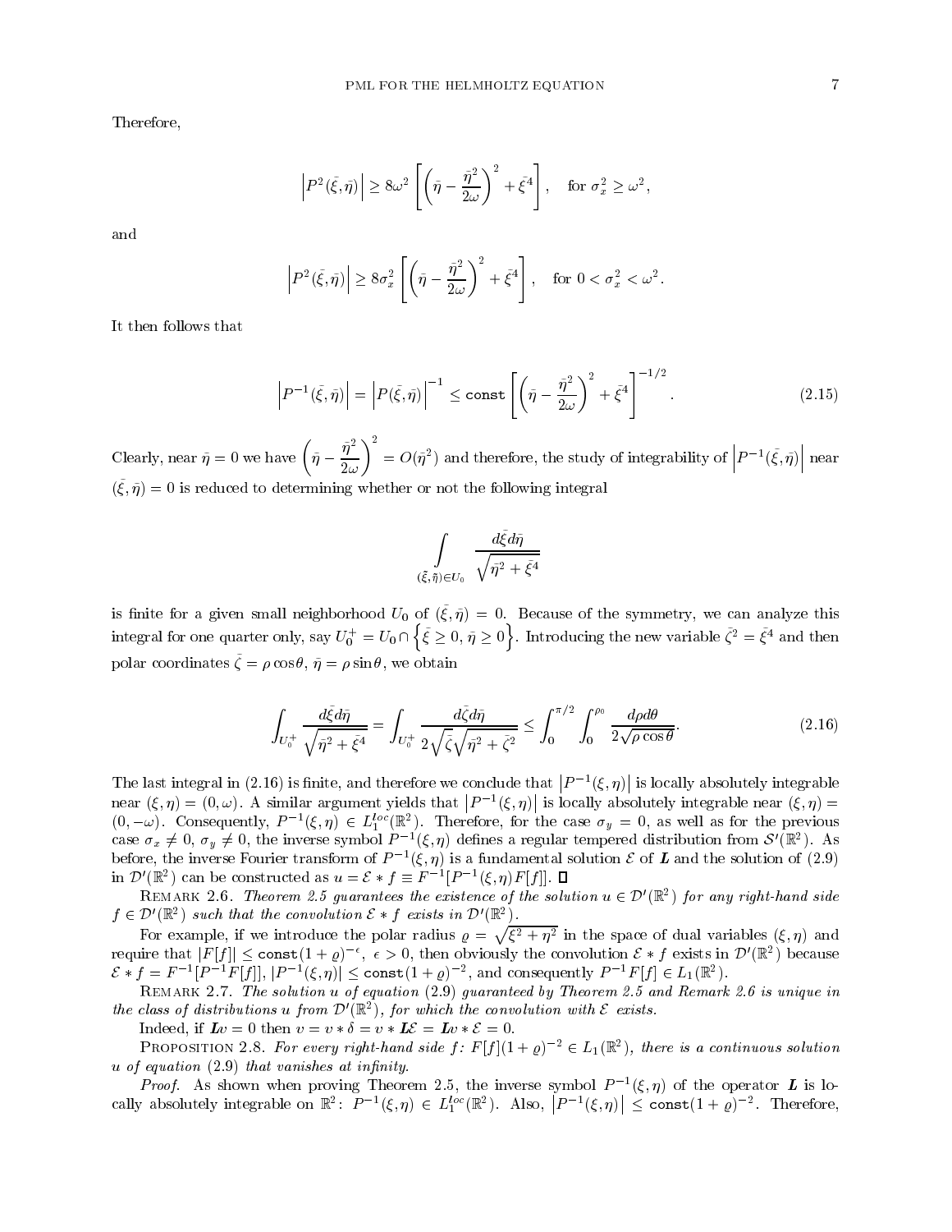Therefore,

$$\left|P^2(\bar{\xi},\bar{\eta})\right| \geq 8\omega^2 \left[\left(\bar{\eta} - \frac{\bar{\eta}^2}{2\omega}\right)^2 + \bar{\xi}^4\right], \quad \text{for } \sigma_x^2 \geq \omega^2,$$

and

$$\left|P^2(\bar{\xi},\bar{\eta})\right| \geq 8\sigma_x^2 \left[\left(\bar{\eta} - \frac{\bar{\eta}^2}{2\omega}\right)^2 + \bar{\xi}^4\right], \quad \text{for } 0 < \sigma_x^2 < \omega^2.$$

It then follows that

$$\left|P^{-1}(\bar{\xi},\bar{\eta})\right| = \left|P(\bar{\xi},\bar{\eta})\right|^{-1} \leq \texttt{const} \left[\left(\bar{\eta} - \frac{\bar{\eta}^2}{2\omega}\right)^2 + \bar{\xi}^4\right]^{-1/2}. \tag{2.15}$$

Clearly, near $\bar{\eta} = 0$ we have $\left(\bar{\eta} - \dfrac{\bar{\eta}^2}{2\omega}\right)^2 = O(\bar{\eta}^2)$ and therefore, the study of integrability of $\left|P^{-1}(\bar{\xi},\bar{\eta})\right|$ near $(\bar{\xi},\bar{\eta}) = 0$ is reduced to determining whether or not the following integral

$$\int\limits_{(\bar{\xi},\bar{\eta}) \in U_0} \frac{d\bar{\xi}d\bar{\eta}}{\sqrt{\bar{\eta}^2 + \bar{\xi}^4}}$$

is finite for a given small neighborhood $U_0$ of $(\bar{\xi},\bar{\eta}) = 0$. Because of the symmetry, we can analyze this integral for one quarter only, say $U_0^+ = U_0 \cap \left\{\bar{\xi} \geq 0,\, \bar{\eta} \geq 0\right\}$. Introducing the new variable $\bar{\zeta}^2 = \bar{\xi}^4$ and then polar coordinates $\bar{\zeta} = \rho\cos\theta$, $\bar{\eta} = \rho\sin\theta$, we obtain

$$\int_{U_0^+} \frac{d\bar{\xi}d\bar{\eta}}{\sqrt{\bar{\eta}^2 + \bar{\xi}^4}} = \int_{U_0^+} \frac{d\bar{\zeta}d\bar{\eta}}{2\sqrt{\bar{\zeta}}\sqrt{\bar{\eta}^2 + \bar{\zeta}^2}} \leq \int_0^{\pi/2}\int_0^{\rho_0} \frac{d\rho d\theta}{2\sqrt{\rho\cos\theta}}. \tag{2.16}$$

The last integral in (2.16) is finite, and therefore we conclude that $\left|P^{-1}(\xi,\eta)\right|$ is locally absolutely integrable near $(\xi,\eta) = (0,\omega)$. A similar argument yields that $\left|P^{-1}(\xi,\eta)\right|$ is locally absolutely integrable near $(\xi,\eta) = (0,-\omega)$. Consequently, $P^{-1}(\xi,\eta) \in L_1^{loc}(\mathbb{R}^2)$. Therefore, for the case $\sigma_y = 0$, as well as for the previous case $\sigma_x \neq 0$, $\sigma_y \neq 0$, the inverse symbol $P^{-1}(\xi,\eta)$ defines a regular tempered distribution from $\mathcal{S}'(\mathbb{R}^2)$. As before, the inverse Fourier transform of $P^{-1}(\xi,\eta)$ is a fundamental solution $\mathcal{E}$ of $\boldsymbol{L}$ and the solution of (2.9) in $\mathcal{D}'(\mathbb{R}^2)$ can be constructed as $u = \mathcal{E} * f \equiv F^{-1}[P^{-1}(\xi,\eta)F[f]]$. ∎

Remark 2.6. *Theorem 2.5 guarantees the existence of the solution $u \in \mathcal{D}'(\mathbb{R}^2)$ for any right-hand side $f \in \mathcal{D}'(\mathbb{R}^2)$ such that the convolution $\mathcal{E} * f$ exists in $\mathcal{D}'(\mathbb{R}^2)$.*

For example, if we introduce the polar radius $\varrho = \sqrt{\xi^2 + \eta^2}$ in the space of dual variables $(\xi,\eta)$ and require that $|F[f]| \leq \texttt{const}(1+\varrho)^{-\epsilon}$, $\epsilon > 0$, then obviously the convolution $\mathcal{E} * f$ exists in $\mathcal{D}'(\mathbb{R}^2)$ because $\mathcal{E} * f = F^{-1}[P^{-1}F[f]]$, $|P^{-1}(\xi,\eta)| \leq \texttt{const}(1+\varrho)^{-2}$, and consequently $P^{-1}F[f] \in L_1(\mathbb{R}^2)$.

Remark 2.7. *The solution $u$ of equation (2.9) guaranteed by Theorem 2.5 and Remark 2.6 is unique in the class of distributions $u$ from $\mathcal{D}'(\mathbb{R}^2)$, for which the convolution with $\mathcal{E}$ exists.*

Indeed, if $\boldsymbol{L}v = 0$ then $v = v * \delta = v * \boldsymbol{L}\mathcal{E} = \boldsymbol{L}v * \mathcal{E} = 0$.

Proposition 2.8. *For every right-hand side $f$: $F[f](1+\varrho)^{-2} \in L_1(\mathbb{R}^2)$, there is a continuous solution $u$ of equation (2.9) that vanishes at infinity.*

*Proof.* As shown when proving Theorem 2.5, the inverse symbol $P^{-1}(\xi,\eta)$ of the operator $\boldsymbol{L}$ is locally absolutely integrable on $\mathbb{R}^2$: $P^{-1}(\xi,\eta) \in L_1^{loc}(\mathbb{R}^2)$. Also, $\left|P^{-1}(\xi,\eta)\right| \leq \texttt{const}(1+\varrho)^{-2}$. Therefore,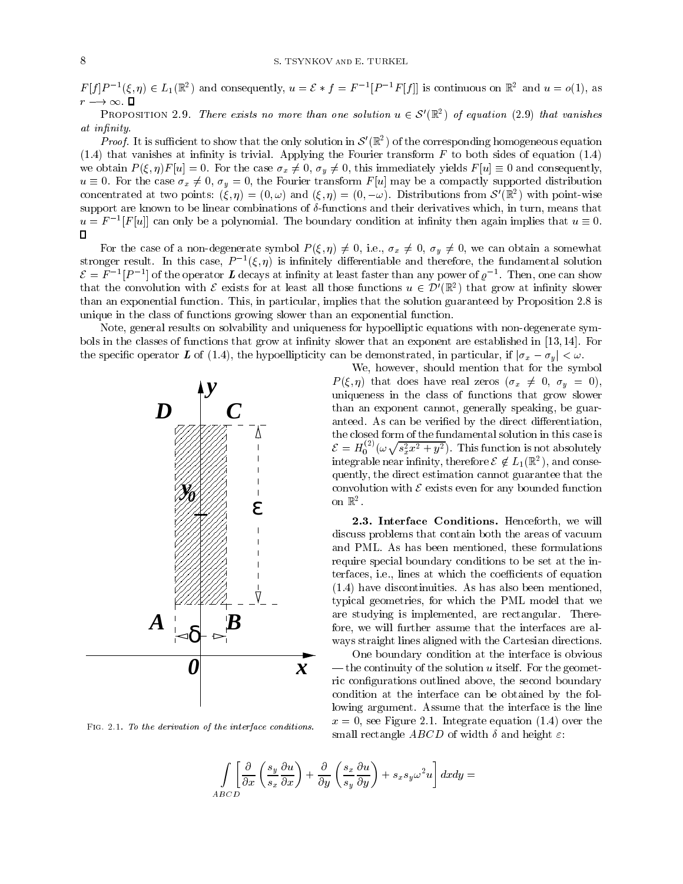$F[f]P^{-1}(\xi,\eta) \in L_1(\mathbb{R}^2)$ and consequently, $u = \mathcal{E} * f = F^{-1}[P^{-1}F[f]]$ is continuous on $\mathbb{R}^2$ and $u = o(1)$, as $r \longrightarrow \infty$. $\square$

PROPOSITION 2.9. *There exists no more than one solution $u \in \mathcal{S}'(\mathbb{R}^2)$ of equation (2.9) that vanishes at infinity.*

*Proof*. It is sufficient to show that the only solution in $\mathcal{S}'(\mathbb{R}^2)$ of the corresponding homogeneous equation (1.4) that vanishes at infinity is trivial. Applying the Fourier transform $F$ to both sides of equation (1.4) we obtain $P(\xi,\eta)F[u] = 0$. For the case $\sigma_x \neq 0$, $\sigma_y \neq 0$, this immediately yields $F[u] \equiv 0$ and consequently, $u \equiv 0$. For the case $\sigma_x \neq 0$, $\sigma_y = 0$, the Fourier transform $F[u]$ may be a compactly supported distribution concentrated at two points: $(\xi,\eta) = (0,\omega)$ and $(\xi,\eta) = (0,-\omega)$. Distributions from $\mathcal{S}'(\mathbb{R}^2)$ with point-wise support are known to be linear combinations of $\delta$-functions and their derivatives which, in turn, means that $u = F^{-1}[F[u]]$ can only be a polynomial. The boundary condition at infinity then again implies that $u \equiv 0$. $\square$

For the case of a non-degenerate symbol $P(\xi,\eta) \neq 0$, i.e., $\sigma_x \neq 0$, $\sigma_y \neq 0$, we can obtain a somewhat stronger result. In this case, $P^{-1}(\xi,\eta)$ is infinitely differentiable and therefore, the fundamental solution $\mathcal{E} = F^{-1}[P^{-1}]$ of the operator $\boldsymbol{L}$ decays at infinity at least faster than any power of $\varrho^{-1}$. Then, one can show that the convolution with $\mathcal{E}$ exists for at least all those functions $u \in \mathcal{D}'(\mathbb{R}^2)$ that grow at infinity slower than an exponential function. This, in particular, implies that the solution guaranteed by Proposition 2.8 is unique in the class of functions growing slower than an exponential function.

Note, general results on solvability and uniqueness for hypoelliptic equations with non-degenerate symbols in the classes of functions that grow at infinity slower that an exponent are established in [13, 14]. For the specific operator $\boldsymbol{L}$ of (1.4), the hypoellipticity can be demonstrated, in particular, if $|\sigma_x - \sigma_y| < \omega$.

We, however, should mention that for the symbol $P(\xi,\eta)$ that does have real zeros ($\sigma_x \neq 0$, $\sigma_y = 0$), uniqueness in the class of functions that grow slower than an exponent cannot, generally speaking, be guaranteed. As can be verified by the direct differentiation, the closed form of the fundamental solution in this case is $\mathcal{E} = H_0^{(2)}(\omega\sqrt{s_x^2x^2+y^2})$. This function is not absolutely integrable near infinity, therefore $\mathcal{E} \notin L_1(\mathbb{R}^2)$, and consequently, the direct estimation cannot guarantee that the convolution with $\mathcal{E}$ exists even for any bounded function on $\mathbb{R}^2$.

FIG. 2.1. *To the derivation of the interface conditions.*

**2.3. Interface Conditions.** Henceforth, we will discuss problems that contain both the areas of vacuum and PML. As has been mentioned, these formulations require special boundary conditions to be set at the interfaces, i.e., lines at which the coefficients of equation (1.4) have discontinuities. As has also been mentioned, typical geometries, for which the PML model that we are studying is implemented, are rectangular. Therefore, we will further assume that the interfaces are always straight lines aligned with the Cartesian directions.

One boundary condition at the interface is obvious — the continuity of the solution $u$ itself. For the geometric configurations outlined above, the second boundary condition at the interface can be obtained by the following argument. Assume that the interface is the line $x = 0$, see Figure 2.1. Integrate equation (1.4) over the small rectangle $ABCD$ of width $\delta$ and height $\varepsilon$:

$$\int\limits_{ABCD} \left[ \frac{\partial}{\partial x}\left(\frac{s_y}{s_x}\frac{\partial u}{\partial x}\right) + \frac{\partial}{\partial y}\left(\frac{s_x}{s_y}\frac{\partial u}{\partial y}\right) + s_x s_y \omega^2 u \right] dxdy =$$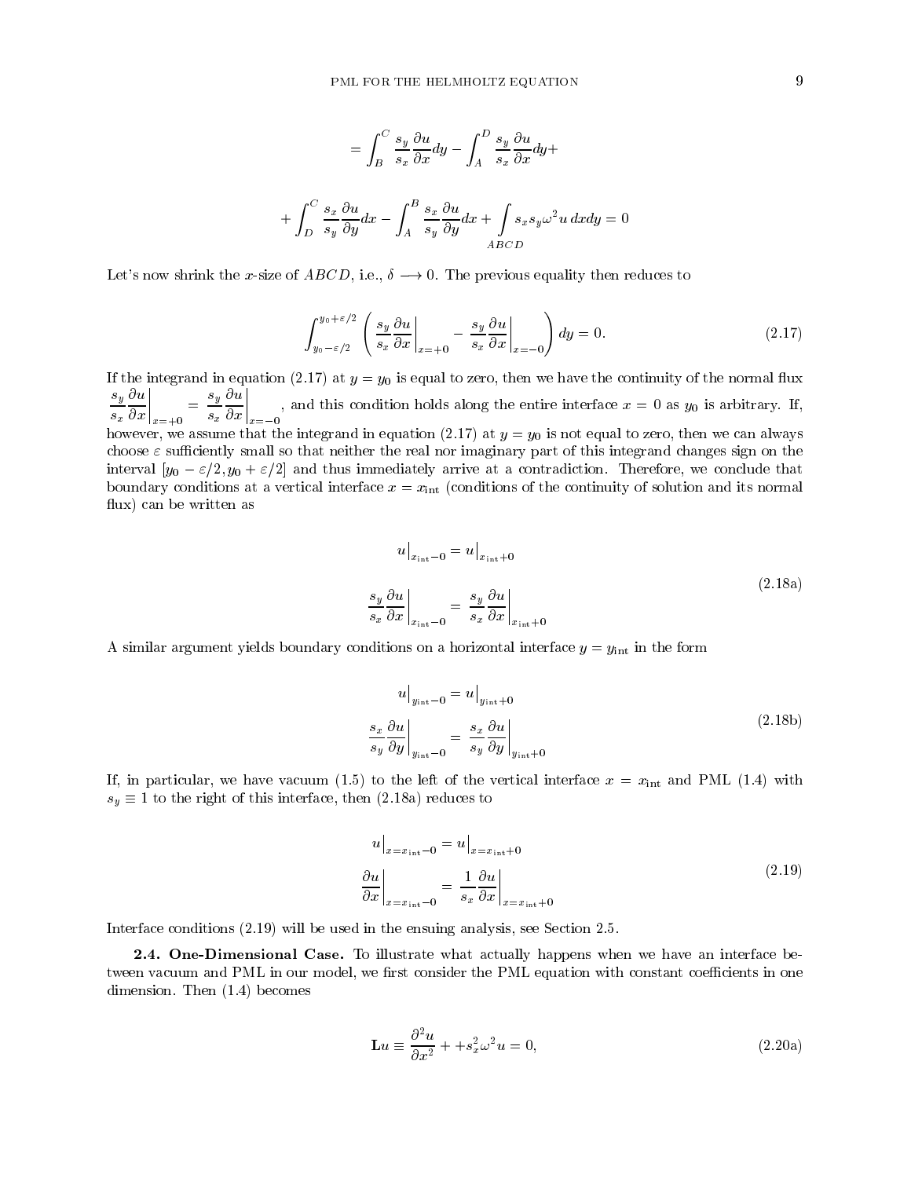$$= \int_B^C \frac{s_y}{s_x}\frac{\partial u}{\partial x}dy - \int_A^D \frac{s_y}{s_x}\frac{\partial u}{\partial x}dy +$$

$$+ \int_D^C \frac{s_x}{s_y}\frac{\partial u}{\partial y}dx - \int_A^B \frac{s_x}{s_y}\frac{\partial u}{\partial y}dx + \int\limits_{ABCD} s_x s_y \omega^2 u \, dxdy = 0$$

Let's now shrink the $x$-size of $ABCD$, i.e., $\delta \longrightarrow 0$. The previous equality then reduces to

$$\int_{y_0-\varepsilon/2}^{y_0+\varepsilon/2} \left( \frac{s_y}{s_x}\frac{\partial u}{\partial x}\bigg|_{x=+0} - \frac{s_y}{s_x}\frac{\partial u}{\partial x}\bigg|_{x=-0} \right) dy = 0. \tag{2.17}$$

If the integrand in equation (2.17) at $y = y_0$ is equal to zero, then we have the continuity of the normal flux $\left.\frac{s_y}{s_x}\frac{\partial u}{\partial x}\right|_{x=+0} = \left.\frac{s_y}{s_x}\frac{\partial u}{\partial x}\right|_{x=-0}$, and this condition holds along the entire interface $x = 0$ as $y_0$ is arbitrary. If, however, we assume that the integrand in equation (2.17) at $y = y_0$ is not equal to zero, then we can always choose $\varepsilon$ sufficiently small so that neither the real nor imaginary part of this integrand changes sign on the interval $[y_0 - \varepsilon/2, y_0 + \varepsilon/2]$ and thus immediately arrive at a contradiction. Therefore, we conclude that boundary conditions at a vertical interface $x = x_{\text{int}}$ (conditions of the continuity of solution and its normal flux) can be written as

$$\begin{aligned} u\big|_{x_{\text{int}}-0} &= u\big|_{x_{\text{int}}+0} \\ \frac{s_y}{s_x}\frac{\partial u}{\partial x}\bigg|_{x_{\text{int}}-0} &= \frac{s_y}{s_x}\frac{\partial u}{\partial x}\bigg|_{x_{\text{int}}+0} \end{aligned} \tag{2.18a}$$

A similar argument yields boundary conditions on a horizontal interface $y = y_{\text{int}}$ in the form

$$\begin{aligned} u\big|_{y_{\text{int}}-0} &= u\big|_{y_{\text{int}}+0} \\ \frac{s_x}{s_y}\frac{\partial u}{\partial y}\bigg|_{y_{\text{int}}-0} &= \frac{s_x}{s_y}\frac{\partial u}{\partial y}\bigg|_{y_{\text{int}}+0} \end{aligned} \tag{2.18b}$$

If, in particular, we have vacuum (1.5) to the left of the vertical interface $x = x_{\text{int}}$ and PML (1.4) with $s_y \equiv 1$ to the right of this interface, then (2.18a) reduces to

$$\begin{aligned} u\big|_{x=x_{\text{int}}-0} &= u\big|_{x=x_{\text{int}}+0} \\ \frac{\partial u}{\partial x}\bigg|_{x=x_{\text{int}}-0} &= \frac{1}{s_x}\frac{\partial u}{\partial x}\bigg|_{x=x_{\text{int}}+0} \end{aligned} \tag{2.19}$$

Interface conditions (2.19) will be used in the ensuing analysis, see Section 2.5.

**2.4. One-Dimensional Case.** To illustrate what actually happens when we have an interface between vacuum and PML in our model, we first consider the PML equation with constant coefficients in one dimension. Then (1.4) becomes

$$\mathbf{L}u \equiv \frac{\partial^2 u}{\partial x^2} + + s_x^2 \omega^2 u = 0, \tag{2.20a}$$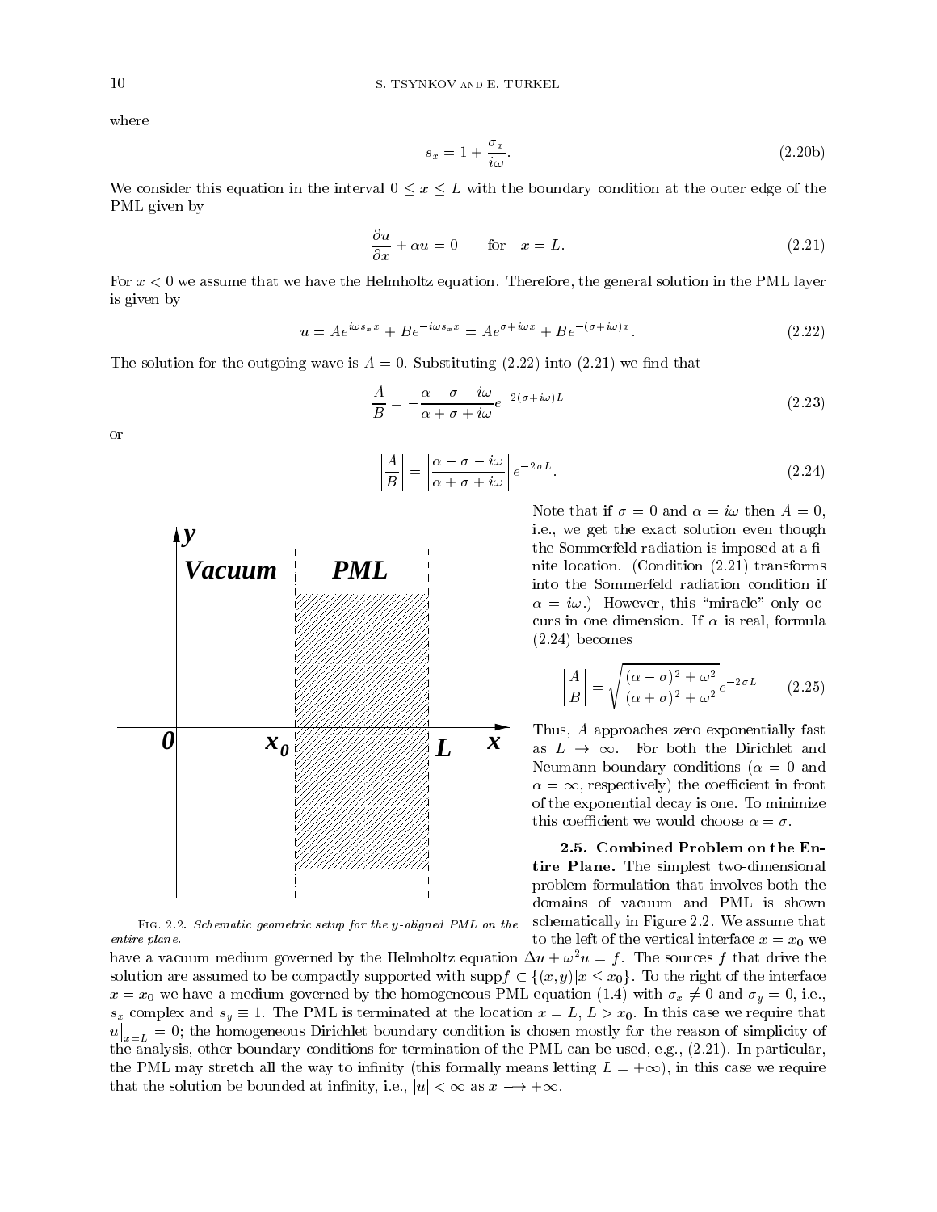where

$$s_x = 1 + \frac{\sigma_x}{i\omega}. \tag{2.20b}$$

We consider this equation in the interval $0 \le x \le L$ with the boundary condition at the outer edge of the PML given by

$$\frac{\partial u}{\partial x} + \alpha u = 0 \qquad \text{for} \quad x = L. \tag{2.21}$$

For $x < 0$ we assume that we have the Helmholtz equation. Therefore, the general solution in the PML layer is given by

$$u = Ae^{i\omega s_x x} + Be^{-i\omega s_x x} = Ae^{\sigma + i\omega x} + Be^{-(\sigma + i\omega)x}. \tag{2.22}$$

The solution for the outgoing wave is $A = 0$. Substituting (2.22) into (2.21) we find that

$$\frac{A}{B} = -\frac{\alpha - \sigma - i\omega}{\alpha + \sigma + i\omega} e^{-2(\sigma + i\omega)L} \tag{2.23}$$

or

$$\left|\frac{A}{B}\right| = \left|\frac{\alpha - \sigma - i\omega}{\alpha + \sigma + i\omega}\right| e^{-2\sigma L}. \tag{2.24}$$

Note that if $\sigma = 0$ and $\alpha = i\omega$ then $A = 0$, i.e., we get the exact solution even though the Sommerfeld radiation is imposed at a finite location. (Condition (2.21) transforms into the Sommerfeld radiation condition if $\alpha = i\omega$.) However, this "miracle" only occurs in one dimension. If $\alpha$ is real, formula (2.24) becomes

$$\left|\frac{A}{B}\right| = \sqrt{\frac{(\alpha - \sigma)^2 + \omega^2}{(\alpha + \sigma)^2 + \omega^2}} e^{-2\sigma L} \tag{2.25}$$

Thus, $A$ approaches zero exponentially fast as $L \to \infty$. For both the Dirichlet and Neumann boundary conditions ($\alpha = 0$ and $\alpha = \infty$, respectively) the coefficient in front of the exponential decay is one. To minimize this coefficient we would choose $\alpha = \sigma$.

Fig. 2.2. *Schematic geometric setup for the y-aligned PML on the entire plane.*

**2.5. Combined Problem on the Entire Plane.** The simplest two-dimensional problem formulation that involves both the domains of vacuum and PML is shown schematically in Figure 2.2. We assume that to the left of the vertical interface $x = x_0$ we have a vacuum medium governed by the Helmholtz equation $\Delta u + \omega^2 u = f$. The sources $f$ that drive the solution are assumed to be compactly supported with $\text{supp} f \subset \{(x, y) | x \le x_0\}$. To the right of the interface $x = x_0$ we have a medium governed by the homogeneous PML equation (1.4) with $\sigma_x \ne 0$ and $\sigma_y = 0$, i.e., $s_x$ complex and $s_y \equiv 1$. The PML is terminated at the location $x = L$, $L > x_0$. In this case we require that $u\big|_{x=L} = 0$; the homogeneous Dirichlet boundary condition is chosen mostly for the reason of simplicity of the analysis, other boundary conditions for termination of the PML can be used, e.g., (2.21). In particular, the PML may stretch all the way to infinity (this formally means letting $L = +\infty$), in this case we require that the solution be bounded at infinity, i.e., $|u| < \infty$ as $x \longrightarrow +\infty$.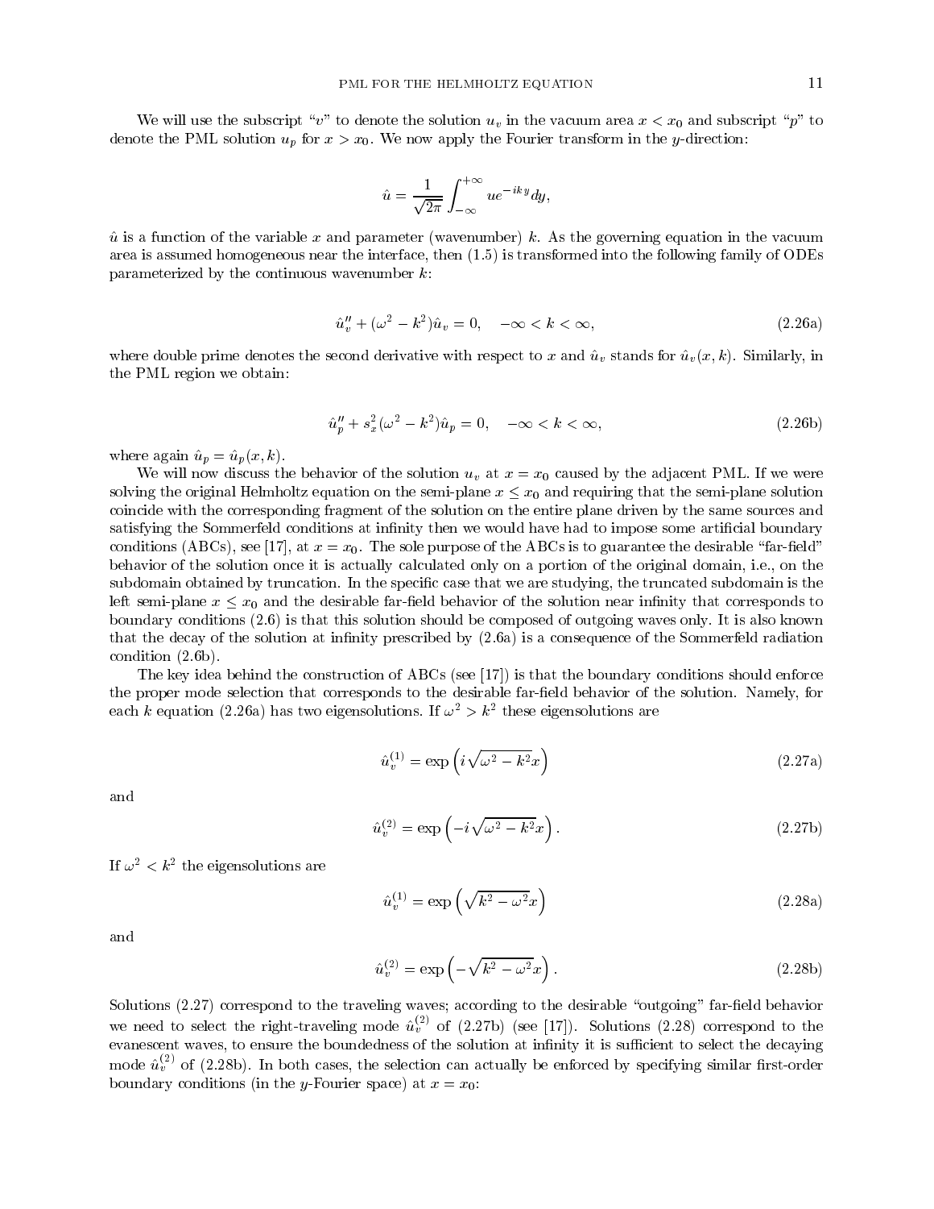We will use the subscript "$v$" to denote the solution $u_v$ in the vacuum area $x < x_0$ and subscript "$p$" to denote the PML solution $u_p$ for $x > x_0$. We now apply the Fourier transform in the $y$-direction:

$$\hat{u} = \frac{1}{\sqrt{2\pi}} \int_{-\infty}^{+\infty} u e^{-iky} dy,$$

$\hat{u}$ is a function of the variable $x$ and parameter (wavenumber) $k$. As the governing equation in the vacuum area is assumed homogeneous near the interface, then (1.5) is transformed into the following family of ODEs parameterized by the continuous wavenumber $k$:

$$\hat{u}_v'' + (\omega^2 - k^2)\hat{u}_v = 0, \quad -\infty < k < \infty, \tag{2.26a}$$

where double prime denotes the second derivative with respect to $x$ and $\hat{u}_v$ stands for $\hat{u}_v(x, k)$. Similarly, in the PML region we obtain:

$$\hat{u}_p'' + s_x^2(\omega^2 - k^2)\hat{u}_p = 0, \quad -\infty < k < \infty, \tag{2.26b}$$

where again $\hat{u}_p = \hat{u}_p(x, k)$.

We will now discuss the behavior of the solution $u_v$ at $x = x_0$ caused by the adjacent PML. If we were solving the original Helmholtz equation on the semi-plane $x \leq x_0$ and requiring that the semi-plane solution coincide with the corresponding fragment of the solution on the entire plane driven by the same sources and satisfying the Sommerfeld conditions at infinity then we would have had to impose some artificial boundary conditions (ABCs), see [17], at $x = x_0$. The sole purpose of the ABCs is to guarantee the desirable "far-field" behavior of the solution once it is actually calculated only on a portion of the original domain, i.e., on the subdomain obtained by truncation. In the specific case that we are studying, the truncated subdomain is the left semi-plane $x \leq x_0$ and the desirable far-field behavior of the solution near infinity that corresponds to boundary conditions (2.6) is that this solution should be composed of outgoing waves only. It is also known that the decay of the solution at infinity prescribed by (2.6a) is a consequence of the Sommerfeld radiation condition (2.6b).

The key idea behind the construction of ABCs (see [17]) is that the boundary conditions should enforce the proper mode selection that corresponds to the desirable far-field behavior of the solution. Namely, for each $k$ equation (2.26a) has two eigensolutions. If $\omega^2 > k^2$ these eigensolutions are

$$\hat{u}_v^{(1)} = \exp\left(i\sqrt{\omega^2 - k^2}x\right) \tag{2.27a}$$

and

$$\hat{u}_v^{(2)} = \exp\left(-i\sqrt{\omega^2 - k^2}x\right). \tag{2.27b}$$

If $\omega^2 < k^2$ the eigensolutions are

$$\hat{u}_v^{(1)} = \exp\left(\sqrt{k^2 - \omega^2}x\right) \tag{2.28a}$$

and

$$\hat{u}_v^{(2)} = \exp\left(-\sqrt{k^2 - \omega^2}x\right). \tag{2.28b}$$

Solutions (2.27) correspond to the traveling waves; according to the desirable "outgoing" far-field behavior we need to select the right-traveling mode $\hat{u}_v^{(2)}$ of (2.27b) (see [17]). Solutions (2.28) correspond to the evanescent waves, to ensure the boundedness of the solution at infinity it is sufficient to select the decaying mode $\hat{u}_v^{(2)}$ of (2.28b). In both cases, the selection can actually be enforced by specifying similar first-order boundary conditions (in the $y$-Fourier space) at $x = x_0$: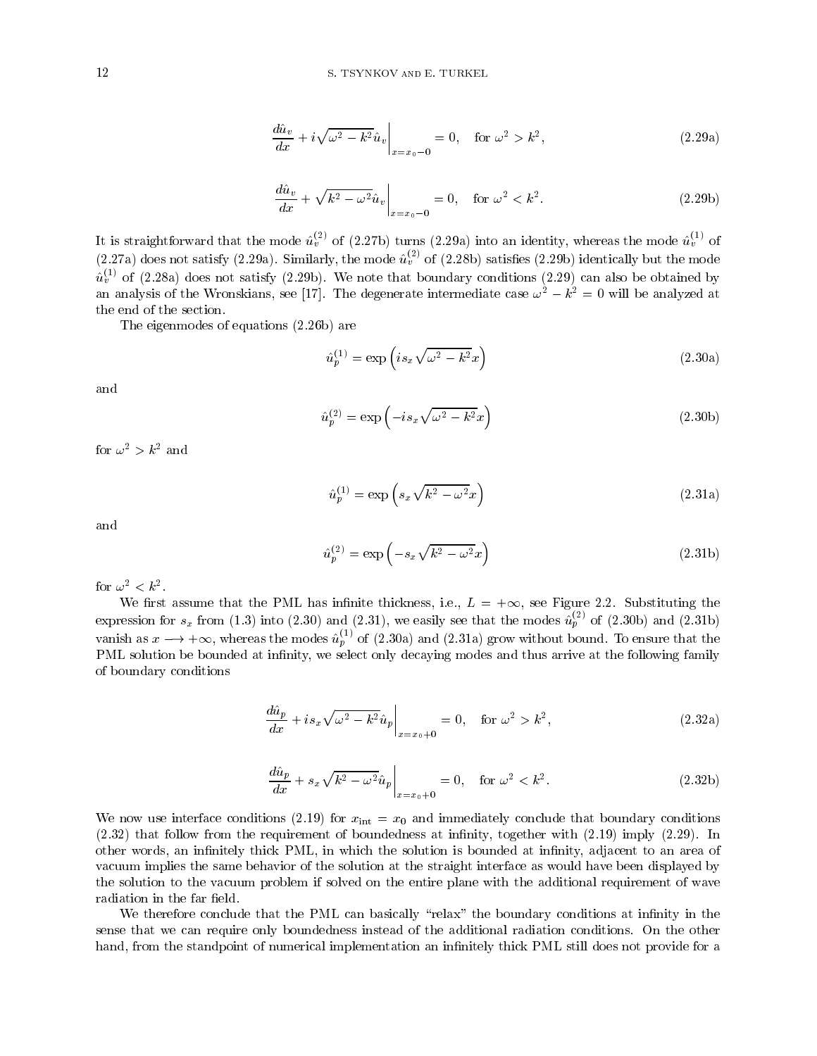$$\left.\frac{d\hat{u}_v}{dx} + i\sqrt{\omega^2 - k^2}\hat{u}_v\right|_{x=x_0-0} = 0, \quad \text{for } \omega^2 > k^2, \tag{2.29a}$$

$$\left.\frac{d\hat{u}_v}{dx} + \sqrt{k^2 - \omega^2}\hat{u}_v\right|_{x=x_0-0} = 0, \quad \text{for } \omega^2 < k^2. \tag{2.29b}$$

It is straightforward that the mode $\hat{u}_v^{(2)}$ of (2.27b) turns (2.29a) into an identity, whereas the mode $\hat{u}_v^{(1)}$ of (2.27a) does not satisfy (2.29a). Similarly, the mode $\hat{u}_v^{(2)}$ of (2.28b) satisfies (2.29b) identically but the mode $\hat{u}_v^{(1)}$ of (2.28a) does not satisfy (2.29b). We note that boundary conditions (2.29) can also be obtained by an analysis of the Wronskians, see [17]. The degenerate intermediate case $\omega^2 - k^2 = 0$ will be analyzed at the end of the section.

The eigenmodes of equations (2.26b) are

$$\hat{u}_p^{(1)} = \exp\left(is_x\sqrt{\omega^2 - k^2}x\right) \tag{2.30a}$$

and

$$\hat{u}_p^{(2)} = \exp\left(-is_x\sqrt{\omega^2 - k^2}x\right) \tag{2.30b}$$

for $\omega^2 > k^2$ and

$$\hat{u}_p^{(1)} = \exp\left(s_x\sqrt{k^2 - \omega^2}x\right) \tag{2.31a}$$

and

$$\hat{u}_p^{(2)} = \exp\left(-s_x\sqrt{k^2 - \omega^2}x\right) \tag{2.31b}$$

for $\omega^2 < k^2$.

We first assume that the PML has infinite thickness, i.e., $L = +\infty$, see Figure 2.2. Substituting the expression for $s_x$ from (1.3) into (2.30) and (2.31), we easily see that the modes $\hat{u}_p^{(2)}$ of (2.30b) and (2.31b) vanish as $x \longrightarrow +\infty$, whereas the modes $\hat{u}_p^{(1)}$ of (2.30a) and (2.31a) grow without bound. To ensure that the PML solution be bounded at infinity, we select only decaying modes and thus arrive at the following family of boundary conditions

$$\left.\frac{d\hat{u}_p}{dx} + is_x\sqrt{\omega^2 - k^2}\hat{u}_p\right|_{x=x_0+0} = 0, \quad \text{for } \omega^2 > k^2, \tag{2.32a}$$

$$\left.\frac{d\hat{u}_p}{dx} + s_x\sqrt{k^2 - \omega^2}\hat{u}_p\right|_{x=x_0+0} = 0, \quad \text{for } \omega^2 < k^2. \tag{2.32b}$$

We now use interface conditions (2.19) for $x_{\text{int}} = x_0$ and immediately conclude that boundary conditions (2.32) that follow from the requirement of boundedness at infinity, together with (2.19) imply (2.29). In other words, an infinitely thick PML, in which the solution is bounded at infinity, adjacent to an area of vacuum implies the same behavior of the solution at the straight interface as would have been displayed by the solution to the vacuum problem if solved on the entire plane with the additional requirement of wave radiation in the far field.

We therefore conclude that the PML can basically "relax" the boundary conditions at infinity in the sense that we can require only boundedness instead of the additional radiation conditions. On the other hand, from the standpoint of numerical implementation an infinitely thick PML still does not provide for a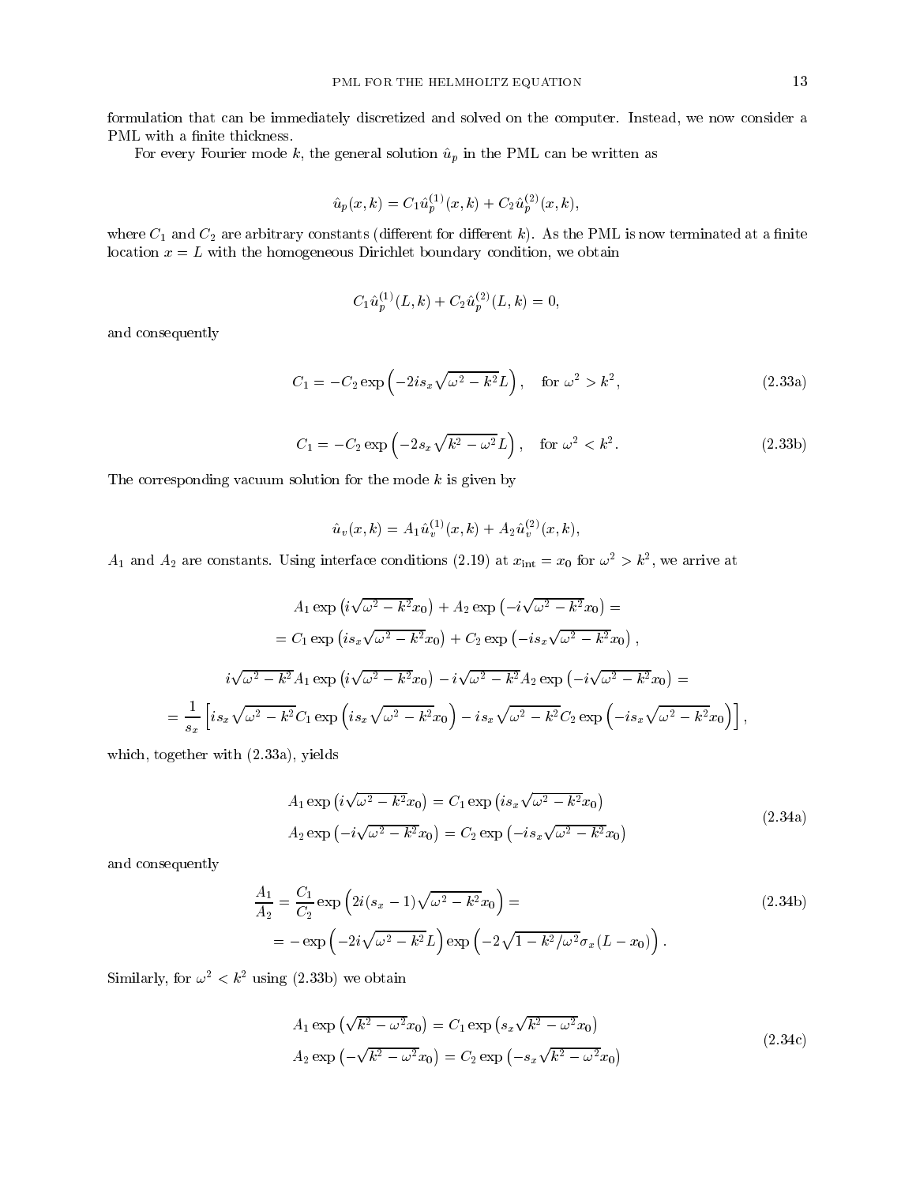formulation that can be immediately discretized and solved on the computer. Instead, we now consider a PML with a finite thickness.

For every Fourier mode $k$, the general solution $\hat{u}_p$ in the PML can be written as

$$\hat{u}_p(x,k) = C_1 \hat{u}_p^{(1)}(x,k) + C_2 \hat{u}_p^{(2)}(x,k),$$

where $C_1$ and $C_2$ are arbitrary constants (different for different $k$). As the PML is now terminated at a finite location $x = L$ with the homogeneous Dirichlet boundary condition, we obtain

$$C_1 \hat{u}_p^{(1)}(L,k) + C_2 \hat{u}_p^{(2)}(L,k) = 0,$$

and consequently

$$C_1 = -C_2 \exp\left(-2is_x\sqrt{\omega^2 - k^2}L\right), \quad \text{for } \omega^2 > k^2, \tag{2.33a}$$

$$C_1 = -C_2 \exp\left(-2s_x\sqrt{k^2 - \omega^2}L\right), \quad \text{for } \omega^2 < k^2. \tag{2.33b}$$

The corresponding vacuum solution for the mode $k$ is given by

$$\hat{u}_v(x,k) = A_1 \hat{u}_v^{(1)}(x,k) + A_2 \hat{u}_v^{(2)}(x,k),$$

$A_1$ and $A_2$ are constants. Using interface conditions (2.19) at $x_{\text{int}} = x_0$ for $\omega^2 > k^2$, we arrive at

$$\begin{aligned}
&A_1 \exp\left(i\sqrt{\omega^2 - k^2}x_0\right) + A_2 \exp\left(-i\sqrt{\omega^2 - k^2}x_0\right) = \\
&= C_1 \exp\left(is_x\sqrt{\omega^2 - k^2}x_0\right) + C_2 \exp\left(-is_x\sqrt{\omega^2 - k^2}x_0\right), \\
&i\sqrt{\omega^2 - k^2}A_1 \exp\left(i\sqrt{\omega^2 - k^2}x_0\right) - i\sqrt{\omega^2 - k^2}A_2 \exp\left(-i\sqrt{\omega^2 - k^2}x_0\right) = \\
&= \frac{1}{s_x}\left[is_x\sqrt{\omega^2 - k^2}C_1 \exp\left(is_x\sqrt{\omega^2 - k^2}x_0\right) - is_x\sqrt{\omega^2 - k^2}C_2 \exp\left(-is_x\sqrt{\omega^2 - k^2}x_0\right)\right],
\end{aligned}$$

which, together with (2.33a), yields

$$\begin{aligned}
A_1 \exp\left(i\sqrt{\omega^2 - k^2}x_0\right) &= C_1 \exp\left(is_x\sqrt{\omega^2 - k^2}x_0\right) \\
A_2 \exp\left(-i\sqrt{\omega^2 - k^2}x_0\right) &= C_2 \exp\left(-is_x\sqrt{\omega^2 - k^2}x_0\right)
\end{aligned} \tag{2.34a}$$

and consequently

$$\begin{aligned}
\frac{A_1}{A_2} &= \frac{C_1}{C_2}\exp\left(2i(s_x - 1)\sqrt{\omega^2 - k^2}x_0\right) = \\
&= -\exp\left(-2i\sqrt{\omega^2 - k^2}L\right)\exp\left(-2\sqrt{1 - k^2/\omega^2}\sigma_x(L - x_0)\right).
\end{aligned} \tag{2.34b}$$

Similarly, for $\omega^2 < k^2$ using (2.33b) we obtain

$$\begin{aligned}
A_1 \exp\left(\sqrt{k^2 - \omega^2}x_0\right) &= C_1 \exp\left(s_x\sqrt{k^2 - \omega^2}x_0\right) \\
A_2 \exp\left(-\sqrt{k^2 - \omega^2}x_0\right) &= C_2 \exp\left(-s_x\sqrt{k^2 - \omega^2}x_0\right)
\end{aligned} \tag{2.34c}$$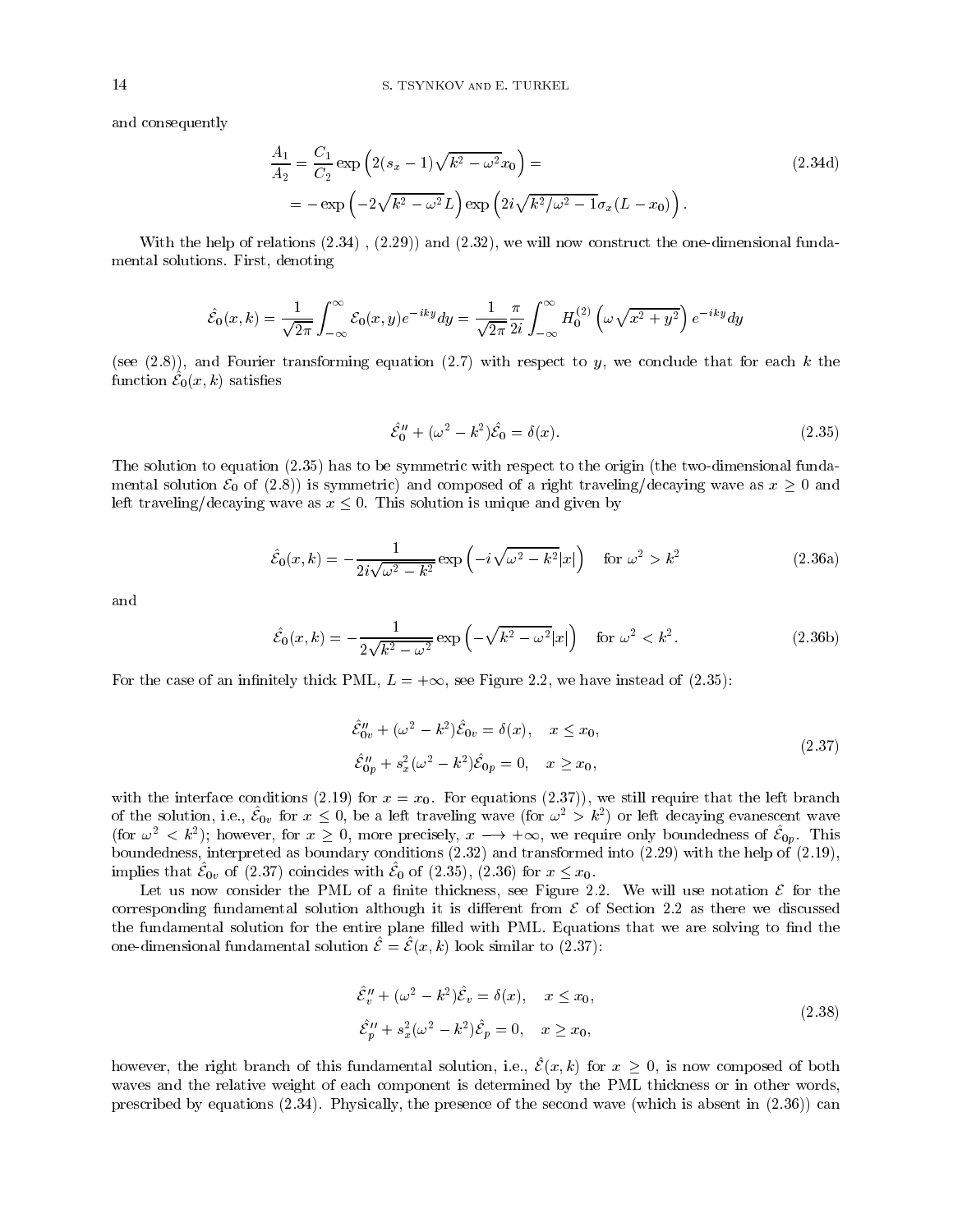and consequently

$$
\begin{aligned}
\frac{A_1}{A_2} &= \frac{C_1}{C_2} \exp\left(2(s_x - 1)\sqrt{k^2 - \omega^2} x_0\right) = \\
&= -\exp\left(-2\sqrt{k^2 - \omega^2} L\right) \exp\left(2i\sqrt{k^2/\omega^2 - 1}\,\sigma_x (L - x_0)\right).
\end{aligned}
\tag{2.34d}
$$

With the help of relations (2.34) , (2.29)) and (2.32), we will now construct the one-dimensional fundamental solutions. First, denoting

$$
\hat{\mathcal{E}_0}(x,k) = \frac{1}{\sqrt{2\pi}} \int_{-\infty}^{\infty} \mathcal{E}_0(x,y) e^{-iky} dy = \frac{1}{\sqrt{2\pi}} \frac{\pi}{2i} \int_{-\infty}^{\infty} H_0^{(2)}\left(\omega\sqrt{x^2 + y^2}\right) e^{-iky} dy
$$

(see (2.8)), and Fourier transforming equation (2.7) with respect to $y$, we conclude that for each $k$ the function $\hat{\mathcal{E}_0}(x,k)$ satisfies

$$
\hat{\mathcal{E}}_0'' + (\omega^2 - k^2)\hat{\mathcal{E}}_0 = \delta(x).
\tag{2.35}
$$

The solution to equation (2.35) has to be symmetric with respect to the origin (the two-dimensional fundamental solution $\mathcal{E}_0$ of (2.8)) is symmetric) and composed of a right traveling/decaying wave as $x \geq 0$ and left traveling/decaying wave as $x \leq 0$. This solution is unique and given by

$$
\hat{\mathcal{E}_0}(x,k) = -\frac{1}{2i\sqrt{\omega^2 - k^2}} \exp\left(-i\sqrt{\omega^2 - k^2}|x|\right) \quad \text{for } \omega^2 > k^2
\tag{2.36a}
$$

and

$$
\hat{\mathcal{E}_0}(x,k) = -\frac{1}{2\sqrt{k^2 - \omega^2}} \exp\left(-\sqrt{k^2 - \omega^2}|x|\right) \quad \text{for } \omega^2 < k^2.
\tag{2.36b}
$$

For the case of an infinitely thick PML, $L = +\infty$, see Figure 2.2, we have instead of (2.35):

$$
\begin{aligned}
&\hat{\mathcal{E}}_{0v}'' + (\omega^2 - k^2)\hat{\mathcal{E}}_{0v} = \delta(x), \quad x \leq x_0, \\
&\hat{\mathcal{E}}_{0p}'' + s_x^2(\omega^2 - k^2)\hat{\mathcal{E}}_{0p} = 0, \quad x \geq x_0,
\end{aligned}
\tag{2.37}
$$

with the interface conditions (2.19) for $x = x_0$. For equations (2.37)), we still require that the left branch of the solution, i.e., $\hat{\mathcal{E}}_{0v}$ for $x \leq 0$, be a left traveling wave (for $\omega^2 > k^2$) or left decaying evanescent wave (for $\omega^2 < k^2$); however, for $x \geq 0$, more precisely, $x \longrightarrow +\infty$, we require only boundedness of $\hat{\mathcal{E}}_{0p}$. This boundedness, interpreted as boundary conditions (2.32) and transformed into (2.29) with the help of (2.19), implies that $\hat{\mathcal{E}}_{0v}$ of (2.37) coincides with $\hat{\mathcal{E}}_0$ of (2.35), (2.36) for $x \leq x_0$.

Let us now consider the PML of a finite thickness, see Figure 2.2. We will use notation $\mathcal{E}$ for the corresponding fundamental solution although it is different from $\mathcal{E}$ of Section 2.2 as there we discussed the fundamental solution for the entire plane filled with PML. Equations that we are solving to find the one-dimensional fundamental solution $\hat{\mathcal{E}} = \hat{\mathcal{E}}(x,k)$ look similar to (2.37):

$$
\begin{aligned}
&\hat{\mathcal{E}}_v'' + (\omega^2 - k^2)\hat{\mathcal{E}}_v = \delta(x), \quad x \leq x_0, \\
&\hat{\mathcal{E}}_p'' + s_x^2(\omega^2 - k^2)\hat{\mathcal{E}}_p = 0, \quad x \geq x_0,
\end{aligned}
\tag{2.38}
$$

however, the right branch of this fundamental solution, i.e., $\hat{\mathcal{E}}(x,k)$ for $x \geq 0$, is now composed of both waves and the relative weight of each component is determined by the PML thickness or in other words, prescribed by equations (2.34). Physically, the presence of the second wave (which is absent in (2.36)) can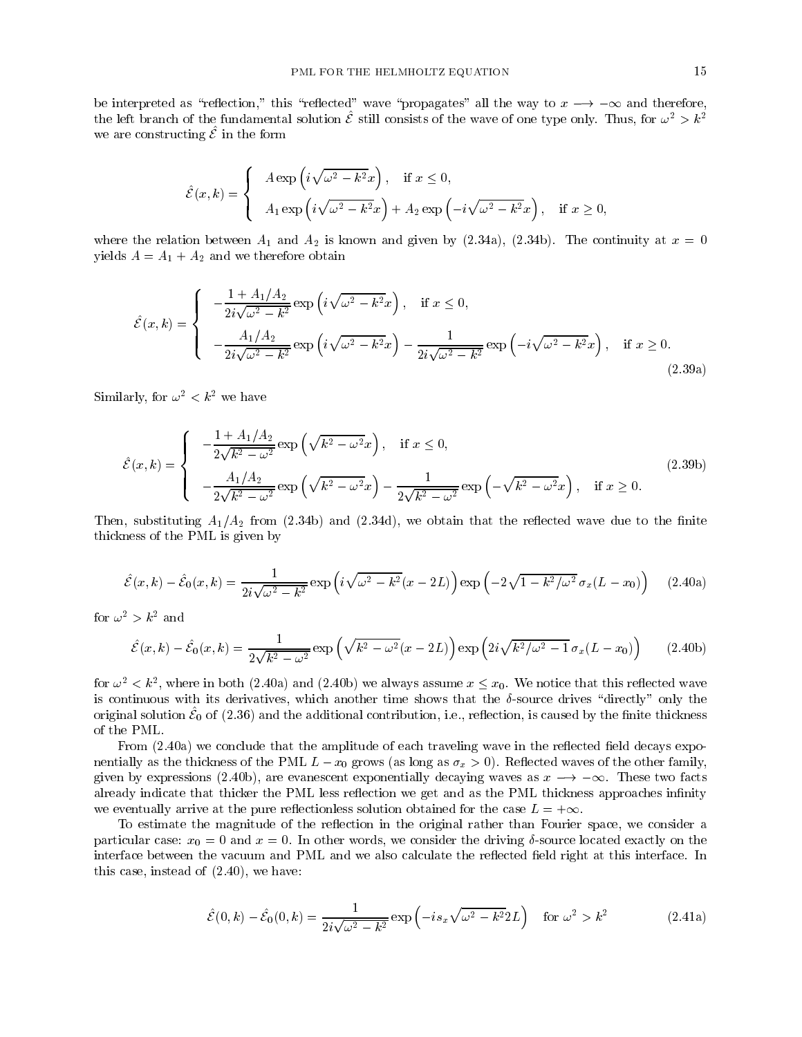be interpreted as "reflection," this "reflected" wave "propagates" all the way to $x \longrightarrow -\infty$ and therefore, the left branch of the fundamental solution $\hat{\mathcal{E}}$ still consists of the wave of one type only. Thus, for $\omega^2 > k^2$ we are constructing $\hat{\mathcal{E}}$ in the form

$$
\hat{\mathcal{E}}(x,k) = \begin{cases} A \exp\left(i\sqrt{\omega^2 - k^2}x\right), & \text{if } x \le 0, \\ A_1 \exp\left(i\sqrt{\omega^2 - k^2}x\right) + A_2 \exp\left(-i\sqrt{\omega^2 - k^2}x\right), & \text{if } x \ge 0, \end{cases}
$$

where the relation between $A_1$ and $A_2$ is known and given by (2.34a), (2.34b). The continuity at $x = 0$ yields $A = A_1 + A_2$ and we therefore obtain

$$
\hat{\mathcal{E}}(x,k) = \begin{cases} -\dfrac{1 + A_1/A_2}{2i\sqrt{\omega^2 - k^2}} \exp\left(i\sqrt{\omega^2 - k^2}x\right), & \text{if } x \le 0, \\ -\dfrac{A_1/A_2}{2i\sqrt{\omega^2 - k^2}} \exp\left(i\sqrt{\omega^2 - k^2}x\right) - \dfrac{1}{2i\sqrt{\omega^2 - k^2}} \exp\left(-i\sqrt{\omega^2 - k^2}x\right), & \text{if } x \ge 0. \end{cases} \tag{2.39a}
$$

Similarly, for $\omega^2 < k^2$ we have

$$
\hat{\mathcal{E}}(x,k) = \begin{cases} -\dfrac{1 + A_1/A_2}{2\sqrt{k^2 - \omega^2}} \exp\left(\sqrt{k^2 - \omega^2}x\right), & \text{if } x \le 0, \\ -\dfrac{A_1/A_2}{2\sqrt{k^2 - \omega^2}} \exp\left(\sqrt{k^2 - \omega^2}x\right) - \dfrac{1}{2\sqrt{k^2 - \omega^2}} \exp\left(-\sqrt{k^2 - \omega^2}x\right), & \text{if } x \ge 0. \end{cases} \tag{2.39b}
$$

Then, substituting $A_1/A_2$ from (2.34b) and (2.34d), we obtain that the reflected wave due to the finite thickness of the PML is given by

$$
\hat{\mathcal{E}}(x,k) - \hat{\mathcal{E}}_0(x,k) = \frac{1}{2i\sqrt{\omega^2 - k^2}} \exp\left(i\sqrt{\omega^2 - k^2}(x - 2L)\right) \exp\left(-2\sqrt{1 - k^2/\omega^2}\,\sigma_x (L - x_0)\right) \tag{2.40a}
$$

for $\omega^2 > k^2$ and

$$
\hat{\mathcal{E}}(x,k) - \hat{\mathcal{E}}_0(x,k) = \frac{1}{2\sqrt{k^2 - \omega^2}} \exp\left(\sqrt{k^2 - \omega^2}(x - 2L)\right) \exp\left(2i\sqrt{k^2/\omega^2 - 1}\,\sigma_x (L - x_0)\right) \tag{2.40b}
$$

for $\omega^2 < k^2$, where in both (2.40a) and (2.40b) we always assume $x \le x_0$. We notice that this reflected wave is continuous with its derivatives, which another time shows that the $\delta$-source drives "directly" only the original solution $\hat{\mathcal{E}}_0$ of (2.36) and the additional contribution, i.e., reflection, is caused by the finite thickness of the PML.

From (2.40a) we conclude that the amplitude of each traveling wave in the reflected field decays exponentially as the thickness of the PML $L - x_0$ grows (as long as $\sigma_x > 0$). Reflected waves of the other family, given by expressions (2.40b), are evanescent exponentially decaying waves as $x \longrightarrow -\infty$. These two facts already indicate that thicker the PML less reflection we get and as the PML thickness approaches infinity we eventually arrive at the pure reflectionless solution obtained for the case $L = +\infty$.

To estimate the magnitude of the reflection in the original rather than Fourier space, we consider a particular case: $x_0 = 0$ and $x = 0$. In other words, we consider the driving $\delta$-source located exactly on the interface between the vacuum and PML and we also calculate the reflected field right at this interface. In this case, instead of (2.40), we have:

$$
\hat{\mathcal{E}}(0,k) - \hat{\mathcal{E}}_0(0,k) = \frac{1}{2i\sqrt{\omega^2 - k^2}} \exp\left(-is_x\sqrt{\omega^2 - k^2}2L\right) \quad \text{for } \omega^2 > k^2 \tag{2.41a}
$$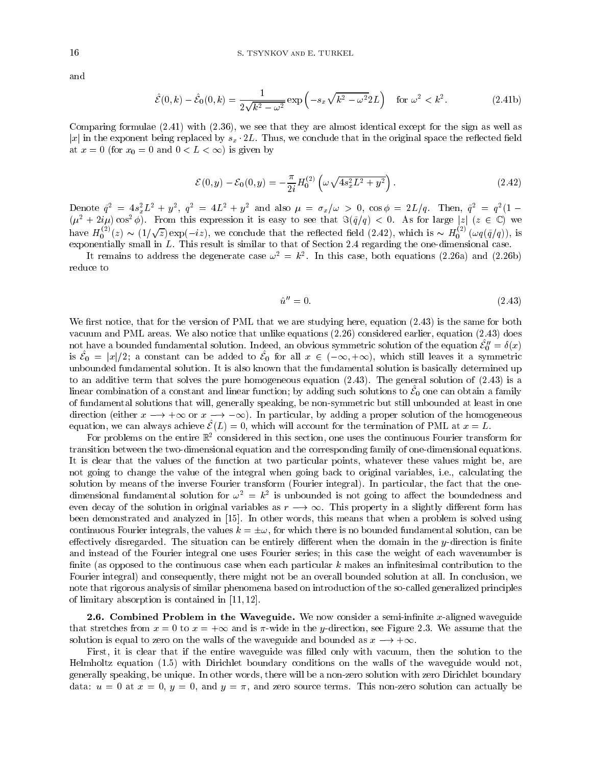and

$$\hat{\mathcal{E}}(0,k) - \hat{\mathcal{E}}_0(0,k) = \frac{1}{2\sqrt{k^2-\omega^2}} \exp\left(-s_x\sqrt{k^2-\omega^2}2L\right) \quad \text{for } \omega^2 < k^2. \tag{2.41b}$$

Comparing formulae (2.41) with (2.36), we see that they are almost identical except for the sign as well as $|x|$ in the exponent being replaced by $s_x \cdot 2L$. Thus, we conclude that in the original space the reflected field at $x = 0$ (for $x_0 = 0$ and $0 < L < \infty$) is given by

$$\mathcal{E}(0,y) - \mathcal{E}_0(0,y) = -\frac{\pi}{2i} H_0^{(2)}\left(\omega\sqrt{4s_x^2L^2 + y^2}\right). \tag{2.42}$$

Denote $\bar{q}^2 = 4s_x^2L^2 + y^2$, $q^2 = 4L^2 + y^2$ and also $\mu = \sigma_x/\omega > 0$, $\cos\phi = 2L/q$. Then, $\bar{q}^2 = q^2(1 - (\mu^2 + 2i\mu)\cos^2\phi)$. From this expression it is easy to see that $\Im(\bar{q}/q) < 0$. As for large $|z|$ ($z \in \mathbb{C}$) we have $H_0^{(2)}(z) \sim (1/\sqrt{z})\exp(-iz)$, we conclude that the reflected field (2.42), which is $\sim H_0^{(2)}(\omega q(\bar{q}/q))$, is exponentially small in $L$. This result is similar to that of Section 2.4 regarding the one-dimensional case.

It remains to address the degenerate case $\omega^2 = k^2$. In this case, both equations (2.26a) and (2.26b) reduce to

$$\hat{u}'' = 0. \tag{2.43}$$

We first notice, that for the version of PML that we are studying here, equation (2.43) is the same for both vacuum and PML areas. We also notice that unlike equations (2.26) considered earlier, equation (2.43) does not have a bounded fundamental solution. Indeed, an obvious symmetric solution of the equation $\hat{\mathcal{E}}_0'' = \delta(x)$ is $\hat{\mathcal{E}}_0 = |x|/2$; a constant can be added to $\hat{\mathcal{E}}_0$ for all $x \in (-\infty, +\infty)$, which still leaves it a symmetric unbounded fundamental solution. It is also known that the fundamental solution is basically determined up to an additive term that solves the pure homogeneous equation (2.43). The general solution of (2.43) is a linear combination of a constant and linear function; by adding such solutions to $\hat{\mathcal{E}}_0$ one can obtain a family of fundamental solutions that will, generally speaking, be non-symmetric but still unbounded at least in one direction (either $x \longrightarrow +\infty$ or $x \longrightarrow -\infty$). In particular, by adding a proper solution of the homogeneous equation, we can always achieve $\hat{\mathcal{E}}(L) = 0$, which will account for the termination of PML at $x = L$.

For problems on the entire $\mathbb{R}^2$ considered in this section, one uses the continuous Fourier transform for transition between the two-dimensional equation and the corresponding family of one-dimensional equations. It is clear that the values of the function at two particular points, whatever these values might be, are not going to change the value of the integral when going back to original variables, i.e., calculating the solution by means of the inverse Fourier transform (Fourier integral). In particular, the fact that the one-dimensional fundamental solution for $\omega^2 = k^2$ is unbounded is not going to affect the boundedness and even decay of the solution in original variables as $r \longrightarrow \infty$. This property in a slightly different form has been demonstrated and analyzed in [15]. In other words, this means that when a problem is solved using continuous Fourier integrals, the values $k = \pm\omega$, for which there is no bounded fundamental solution, can be effectively disregarded. The situation can be entirely different when the domain in the $y$-direction is finite and instead of the Fourier integral one uses Fourier series; in this case the weight of each wavenumber is finite (as opposed to the continuous case when each particular $k$ makes an infinitesimal contribution to the Fourier integral) and consequently, there might not be an overall bounded solution at all. In conclusion, we note that rigorous analysis of similar phenomena based on introduction of the so-called generalized principles of limitary absorption is contained in [11, 12].

**2.6. Combined Problem in the Waveguide.** We now consider a semi-infinite $x$-aligned waveguide that stretches from $x = 0$ to $x = +\infty$ and is $\pi$-wide in the $y$-direction, see Figure 2.3. We assume that the solution is equal to zero on the walls of the waveguide and bounded as $x \longrightarrow +\infty$.

First, it is clear that if the entire waveguide was filled only with vacuum, then the solution to the Helmholtz equation (1.5) with Dirichlet boundary conditions on the walls of the waveguide would not, generally speaking, be unique. In other words, there will be a non-zero solution with zero Dirichlet boundary data: $u = 0$ at $x = 0$, $y = 0$, and $y = \pi$, and zero source terms. This non-zero solution can actually be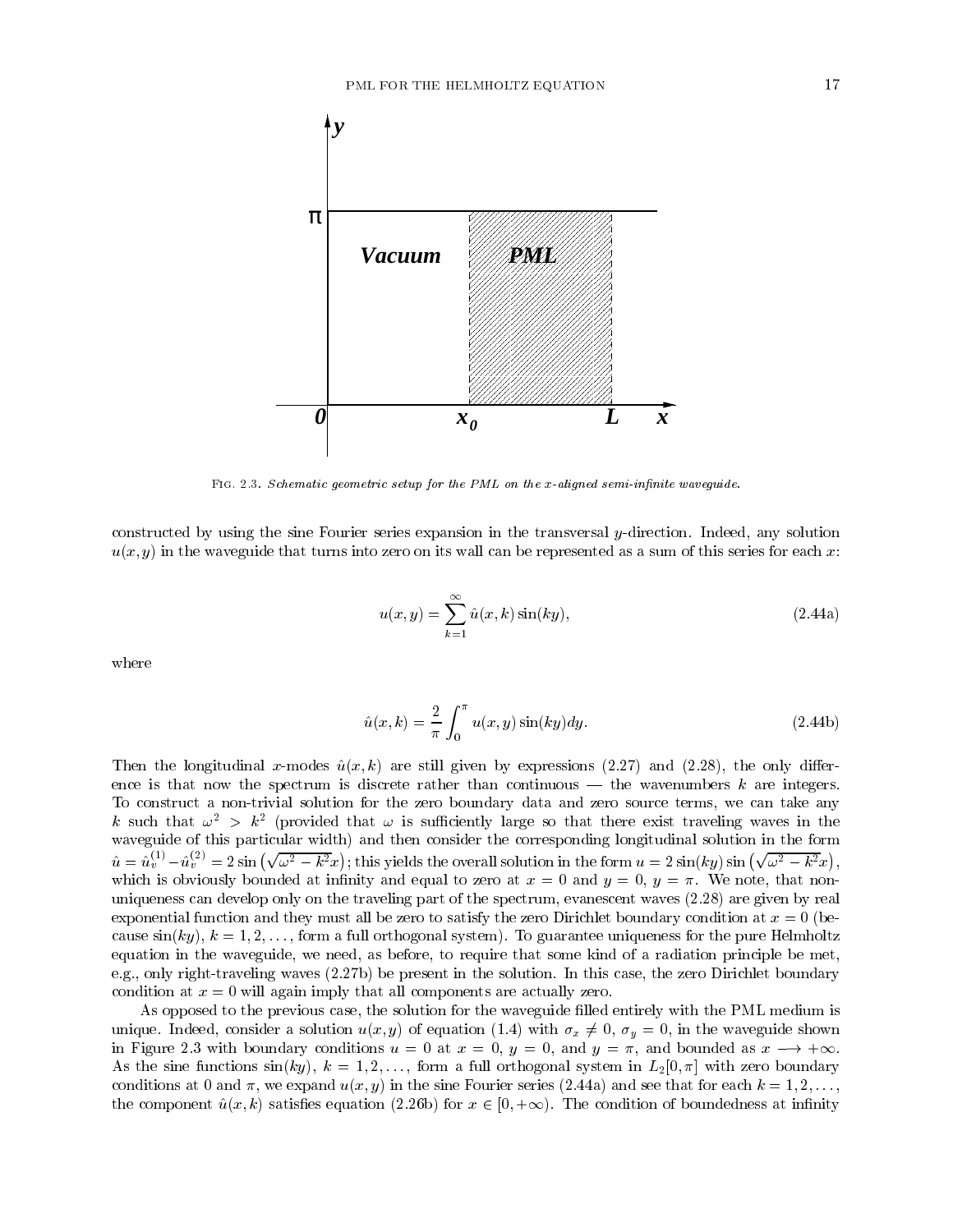Fig. 2.3. *Schematic geometric setup for the PML on the x-aligned semi-infinite waveguide.*

constructed by using the sine Fourier series expansion in the transversal $y$-direction. Indeed, any solution $u(x,y)$ in the waveguide that turns into zero on its wall can be represented as a sum of this series for each $x$:

$$u(x,y) = \sum_{k=1}^{\infty} \hat{u}(x,k)\sin(ky), \tag{2.44a}$$

where

$$\hat{u}(x,k) = \frac{2}{\pi}\int_0^{\pi} u(x,y)\sin(ky)dy. \tag{2.44b}$$

Then the longitudinal $x$-modes $\hat{u}(x,k)$ are still given by expressions (2.27) and (2.28), the only difference is that now the spectrum is discrete rather than continuous — the wavenumbers $k$ are integers. To construct a non-trivial solution for the zero boundary data and zero source terms, we can take any $k$ such that $\omega^2 > k^2$ (provided that $\omega$ is sufficiently large so that there exist traveling waves in the waveguide of this particular width) and then consider the corresponding longitudinal solution in the form $\hat{u} = \hat{u}_v^{(1)} - \hat{u}_v^{(2)} = 2\sin\left(\sqrt{\omega^2 - k^2}x\right)$; this yields the overall solution in the form $u = 2\sin(ky)\sin\left(\sqrt{\omega^2 - k^2}x\right)$, which is obviously bounded at infinity and equal to zero at $x = 0$ and $y = 0$, $y = \pi$. We note, that non-uniqueness can develop only on the traveling part of the spectrum, evanescent waves (2.28) are given by real exponential function and they must all be zero to satisfy the zero Dirichlet boundary condition at $x = 0$ (because $\sin(ky)$, $k = 1, 2, \ldots$, form a full orthogonal system). To guarantee uniqueness for the pure Helmholtz equation in the waveguide, we need, as before, to require that some kind of a radiation principle be met, e.g., only right-traveling waves (2.27b) be present in the solution. In this case, the zero Dirichlet boundary condition at $x = 0$ will again imply that all components are actually zero.

As opposed to the previous case, the solution for the waveguide filled entirely with the PML medium is unique. Indeed, consider a solution $u(x,y)$ of equation (1.4) with $\sigma_x \neq 0$, $\sigma_y = 0$, in the waveguide shown in Figure 2.3 with boundary conditions $u = 0$ at $x = 0$, $y = 0$, and $y = \pi$, and bounded as $x \longrightarrow +\infty$. As the sine functions $\sin(ky)$, $k = 1, 2, \ldots$, form a full orthogonal system in $L_2[0,\pi]$ with zero boundary conditions at 0 and $\pi$, we expand $u(x,y)$ in the sine Fourier series (2.44a) and see that for each $k = 1, 2, \ldots$, the component $\hat{u}(x,k)$ satisfies equation (2.26b) for $x \in [0, +\infty)$. The condition of boundedness at infinity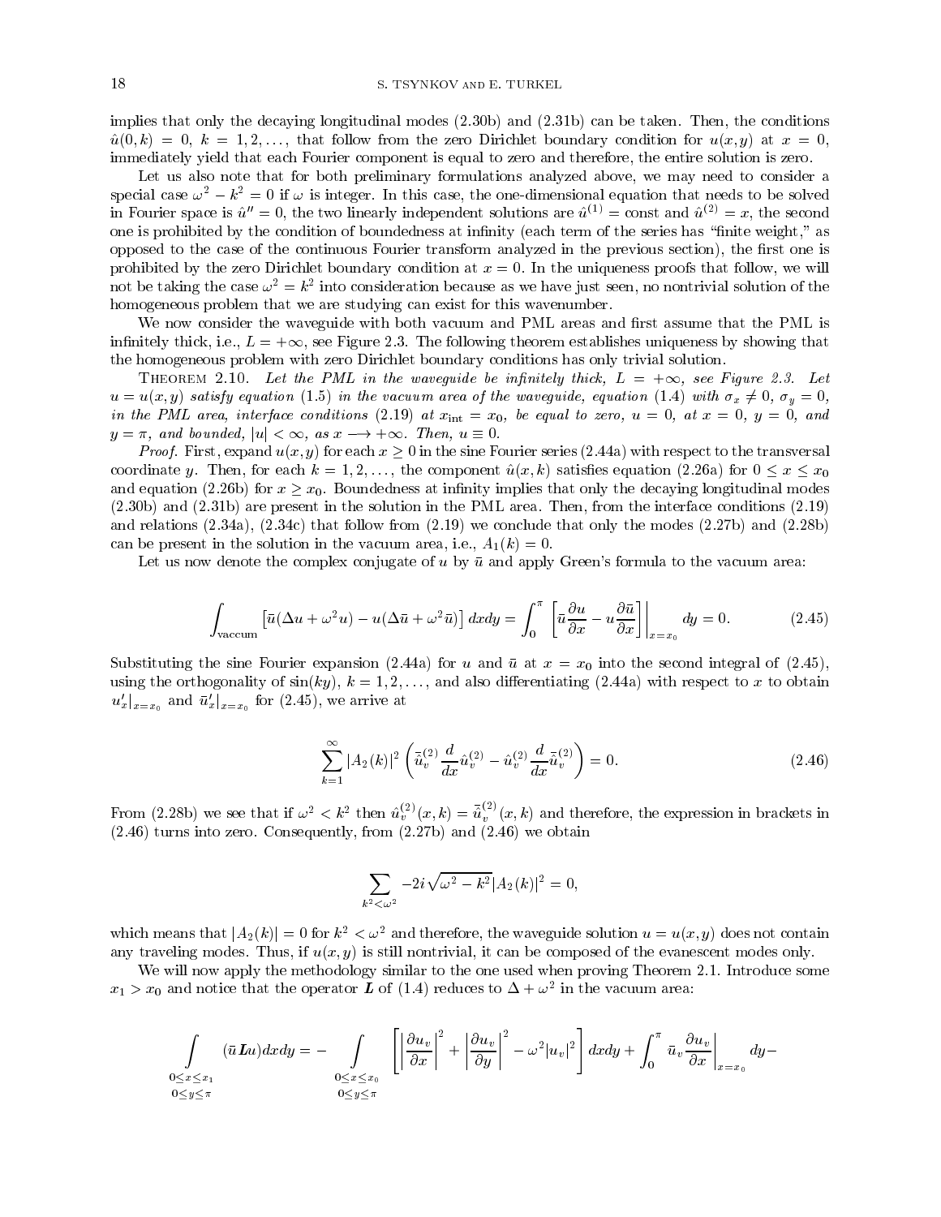implies that only the decaying longitudinal modes (2.30b) and (2.31b) can be taken. Then, the conditions $\hat{u}(0,k) = 0$, $k = 1, 2, \ldots$, that follow from the zero Dirichlet boundary condition for $u(x,y)$ at $x = 0$, immediately yield that each Fourier component is equal to zero and therefore, the entire solution is zero.

Let us also note that for both preliminary formulations analyzed above, we may need to consider a special case $\omega^2 - k^2 = 0$ if $\omega$ is integer. In this case, the one-dimensional equation that needs to be solved in Fourier space is $\hat{u}'' = 0$, the two linearly independent solutions are $\hat{u}^{(1)} = \text{const}$ and $\hat{u}^{(2)} = x$, the second one is prohibited by the condition of boundedness at infinity (each term of the series has "finite weight," as opposed to the case of the continuous Fourier transform analyzed in the previous section), the first one is prohibited by the zero Dirichlet boundary condition at $x = 0$. In the uniqueness proofs that follow, we will not be taking the case $\omega^2 = k^2$ into consideration because as we have just seen, no nontrivial solution of the homogeneous problem that we are studying can exist for this wavenumber.

We now consider the waveguide with both vacuum and PML areas and first assume that the PML is infinitely thick, i.e., $L = +\infty$, see Figure 2.3. The following theorem establishes uniqueness by showing that the homogeneous problem with zero Dirichlet boundary conditions has only trivial solution.

Theorem 2.10. *Let the PML in the waveguide be infinitely thick, $L = +\infty$, see Figure 2.3. Let $u = u(x,y)$ satisfy equation (1.5) in the vacuum area of the waveguide, equation (1.4) with $\sigma_x \neq 0$, $\sigma_y = 0$, in the PML area, interface conditions (2.19) at $x_{\text{int}} = x_0$, be equal to zero, $u = 0$, at $x = 0$, $y = 0$, and $y = \pi$, and bounded, $|u| < \infty$, as $x \longrightarrow +\infty$. Then, $u \equiv 0$.*

*Proof.* First, expand $u(x,y)$ for each $x \geq 0$ in the sine Fourier series (2.44a) with respect to the transversal coordinate $y$. Then, for each $k = 1, 2, \ldots$, the component $\hat{u}(x,k)$ satisfies equation (2.26a) for $0 \leq x \leq x_0$ and equation (2.26b) for $x \geq x_0$. Boundedness at infinity implies that only the decaying longitudinal modes (2.30b) and (2.31b) are present in the solution in the PML area. Then, from the interface conditions (2.19) and relations (2.34a), (2.34c) that follow from (2.19) we conclude that only the modes (2.27b) and (2.28b) can be present in the solution in the vacuum area, i.e., $A_1(k) = 0$.

Let us now denote the complex conjugate of $u$ by $\bar{u}$ and apply Green's formula to the vacuum area:

$$\int_{\text{vaccum}} \left[\bar{u}(\Delta u + \omega^2 u) - u(\Delta \bar{u} + \omega^2 \bar{u})\right] dxdy = \int_0^\pi \left[\bar{u}\frac{\partial u}{\partial x} - u\frac{\partial \bar{u}}{\partial x}\right]\Bigg|_{x=x_0} dy = 0. \tag{2.45}$$

Substituting the sine Fourier expansion (2.44a) for $u$ and $\bar{u}$ at $x = x_0$ into the second integral of (2.45), using the orthogonality of $\sin(ky)$, $k = 1, 2, \ldots$, and also differentiating (2.44a) with respect to $x$ to obtain $u'_x|_{x=x_0}$ and $\bar{u}'_x|_{x=x_0}$ for (2.45), we arrive at

$$\sum_{k=1}^{\infty} |A_2(k)|^2 \left(\bar{\hat{u}}_v^{(2)} \frac{d}{dx}\hat{u}_v^{(2)} - \hat{u}_v^{(2)} \frac{d}{dx}\bar{\hat{u}}_v^{(2)}\right) = 0. \tag{2.46}$$

From (2.28b) we see that if $\omega^2 < k^2$ then $\hat{u}_v^{(2)}(x,k) = \bar{\hat{u}}_v^{(2)}(x,k)$ and therefore, the expression in brackets in (2.46) turns into zero. Consequently, from (2.27b) and (2.46) we obtain

$$\sum_{k^2 < \omega^2} -2i\sqrt{\omega^2 - k^2}|A_2(k)|^2 = 0,$$

which means that $|A_2(k)| = 0$ for $k^2 < \omega^2$ and therefore, the waveguide solution $u = u(x,y)$ does not contain any traveling modes. Thus, if $u(x,y)$ is still nontrivial, it can be composed of the evanescent modes only.

We will now apply the methodology similar to the one used when proving Theorem 2.1. Introduce some $x_1 > x_0$ and notice that the operator $\boldsymbol{L}$ of (1.4) reduces to $\Delta + \omega^2$ in the vacuum area:

$$\int\limits_{\substack{0 \leq x \leq x_1 \\ 0 \leq y \leq \pi}} (\bar{u}\boldsymbol{L}u) dxdy = -\int\limits_{\substack{0 \leq x \leq x_0 \\ 0 \leq y \leq \pi}} \left[\left|\frac{\partial u_v}{\partial x}\right|^2 + \left|\frac{\partial u_v}{\partial y}\right|^2 - \omega^2|u_v|^2\right] dxdy + \int_0^\pi \bar{u}_v \frac{\partial u_v}{\partial x}\bigg|_{x=x_0} dy -$$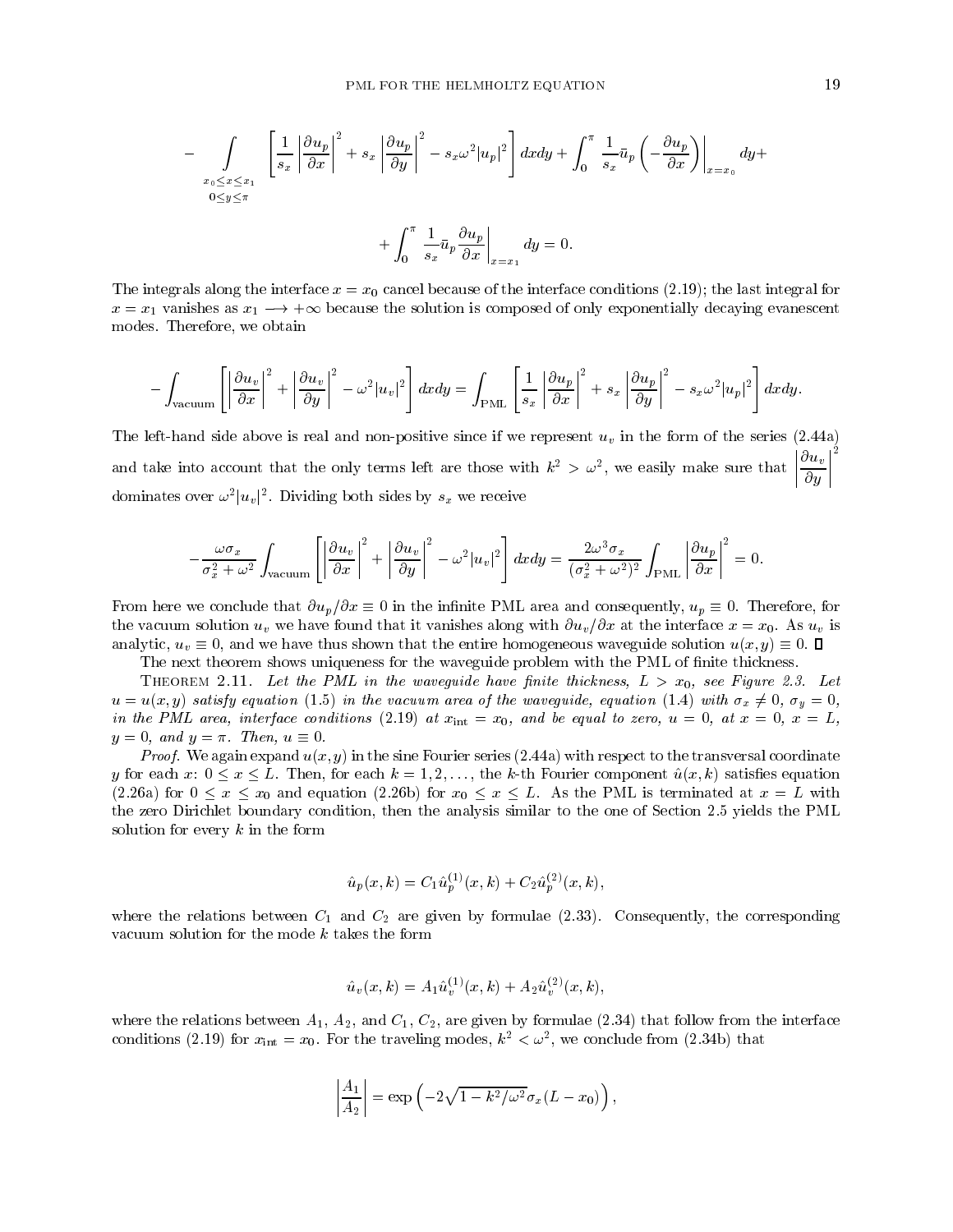$$
- \int\limits_{\substack{x_0 \le x \le x_1 \\ 0 \le y \le \pi}} \left[ \frac{1}{s_x} \left| \frac{\partial u_p}{\partial x} \right|^2 + s_x \left| \frac{\partial u_p}{\partial y} \right|^2 - s_x \omega^2 |u_p|^2 \right] dx dy + \int_0^\pi \frac{1}{s_x} \bar{u}_p \left( - \frac{\partial u_p}{\partial x} \right) \Bigg|_{x = x_0} dy +
$$

$$
+ \int_0^\pi \frac{1}{s_x} \bar{u}_p \frac{\partial u_p}{\partial x} \Bigg|_{x = x_1} dy = 0.
$$

The integrals along the interface $x = x_0$ cancel because of the interface conditions (2.19); the last integral for $x = x_1$ vanishes as $x_1 \longrightarrow +\infty$ because the solution is composed of only exponentially decaying evanescent modes. Therefore, we obtain

$$
- \int_{\text{vacuum}} \left[ \left| \frac{\partial u_v}{\partial x} \right|^2 + \left| \frac{\partial u_v}{\partial y} \right|^2 - \omega^2 |u_v|^2 \right] dx dy = \int_{\text{PML}} \left[ \frac{1}{s_x} \left| \frac{\partial u_p}{\partial x} \right|^2 + s_x \left| \frac{\partial u_p}{\partial y} \right|^2 - s_x \omega^2 |u_p|^2 \right] dx dy.
$$

The left-hand side above is real and non-positive since if we represent $u_v$ in the form of the series (2.44a) and take into account that the only terms left are those with $k^2 > \omega^2$, we easily make sure that $\left| \frac{\partial u_v}{\partial y} \right|^2$ dominates over $\omega^2 |u_v|^2$. Dividing both sides by $s_x$ we receive

$$
- \frac{\omega \sigma_x}{\sigma_x^2 + \omega^2} \int_{\text{vacuum}} \left[ \left| \frac{\partial u_v}{\partial x} \right|^2 + \left| \frac{\partial u_v}{\partial y} \right|^2 - \omega^2 |u_v|^2 \right] dx dy = \frac{2 \omega^3 \sigma_x}{(\sigma_x^2 + \omega^2)^2} \int_{\text{PML}} \left| \frac{\partial u_p}{\partial x} \right|^2 = 0.
$$

From here we conclude that $\partial u_p / \partial x \equiv 0$ in the infinite PML area and consequently, $u_p \equiv 0$. Therefore, for the vacuum solution $u_v$ we have found that it vanishes along with $\partial u_v / \partial x$ at the interface $x = x_0$. As $u_v$ is analytic, $u_v \equiv 0$, and we have thus shown that the entire homogeneous waveguide solution $u(x, y) \equiv 0$. ◻

The next theorem shows uniqueness for the waveguide problem with the PML of finite thickness.

THEOREM 2.11. *Let the PML in the waveguide have finite thickness, $L > x_0$, see Figure 2.3. Let $u = u(x, y)$ satisfy equation (1.5) in the vacuum area of the waveguide, equation (1.4) with $\sigma_x \neq 0$, $\sigma_y = 0$, in the PML area, interface conditions (2.19) at $x_{\text{int}} = x_0$, and be equal to zero, $u = 0$, at $x = 0$, $x = L$, $y = 0$, and $y = \pi$. Then, $u \equiv 0$.*

*Proof.* We again expand $u(x, y)$ in the sine Fourier series (2.44a) with respect to the transversal coordinate $y$ for each $x$: $0 \le x \le L$. Then, for each $k = 1, 2, \ldots$, the $k$-th Fourier component $\hat{u}(x, k)$ satisfies equation (2.26a) for $0 \le x \le x_0$ and equation (2.26b) for $x_0 \le x \le L$. As the PML is terminated at $x = L$ with the zero Dirichlet boundary condition, then the analysis similar to the one of Section 2.5 yields the PML solution for every $k$ in the form

$$
\hat{u}_p(x, k) = C_1 \hat{u}_p^{(1)}(x, k) + C_2 \hat{u}_p^{(2)}(x, k),
$$

where the relations between $C_1$ and $C_2$ are given by formulae (2.33). Consequently, the corresponding vacuum solution for the mode $k$ takes the form

$$
\hat{u}_v(x, k) = A_1 \hat{u}_v^{(1)}(x, k) + A_2 \hat{u}_v^{(2)}(x, k),
$$

where the relations between $A_1$, $A_2$, and $C_1$, $C_2$, are given by formulae (2.34) that follow from the interface conditions (2.19) for $x_{\text{int}} = x_0$. For the traveling modes, $k^2 < \omega^2$, we conclude from (2.34b) that

$$
\left| \frac{A_1}{A_2} \right| = \exp \left( -2 \sqrt{1 - k^2/\omega^2} \sigma_x (L - x_0) \right),
$$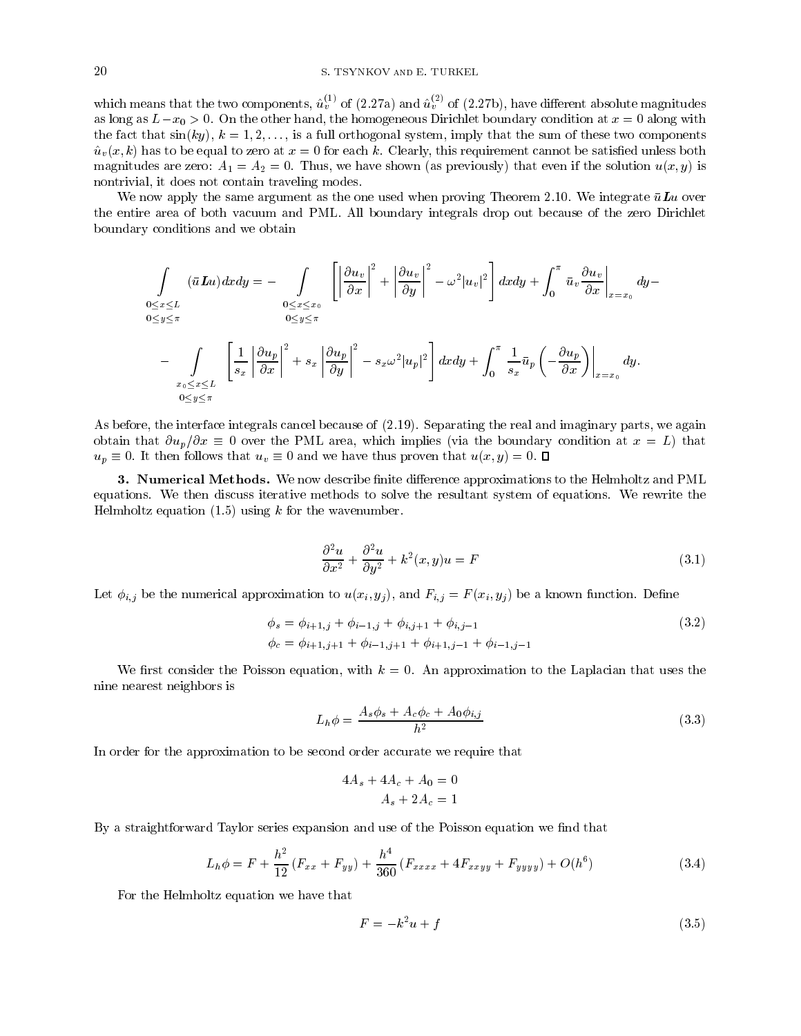which means that the two components, $\hat{u}_v^{(1)}$ of (2.27a) and $\hat{u}_v^{(2)}$ of (2.27b), have different absolute magnitudes as long as $L - x_0 > 0$. On the other hand, the homogeneous Dirichlet boundary condition at $x = 0$ along with the fact that $\sin(ky)$, $k = 1, 2, \ldots$, is a full orthogonal system, imply that the sum of these two components $\hat{u}_v(x, k)$ has to be equal to zero at $x = 0$ for each $k$. Clearly, this requirement cannot be satisfied unless both magnitudes are zero: $A_1 = A_2 = 0$. Thus, we have shown (as previously) that even if the solution $u(x, y)$ is nontrivial, it does not contain traveling modes.

We now apply the same argument as the one used when proving Theorem 2.10. We integrate $\bar{u}\boldsymbol{L}u$ over the entire area of both vacuum and PML. All boundary integrals drop out because of the zero Dirichlet boundary conditions and we obtain

$$
\begin{aligned}
\int\limits_{\substack{0 \le x \le L \\ 0 \le y \le \pi}} (\bar{u}\boldsymbol{L}u)\,dxdy = &- \int\limits_{\substack{0 \le x \le x_0 \\ 0 \le y \le \pi}} \left[ \left| \frac{\partial u_v}{\partial x} \right|^2 + \left| \frac{\partial u_v}{\partial y} \right|^2 - \omega^2 |u_v|^2 \right] dxdy + \int_0^\pi \bar{u}_v \left. \frac{\partial u_v}{\partial x} \right|_{x = x_0} dy - \\
&- \int\limits_{\substack{x_0 \le x \le L \\ 0 \le y \le \pi}} \left[ \frac{1}{s_x} \left| \frac{\partial u_p}{\partial x} \right|^2 + s_x \left| \frac{\partial u_p}{\partial y} \right|^2 - s_x \omega^2 |u_p|^2 \right] dxdy + \int_0^\pi \frac{1}{s_x} \bar{u}_p \left. \left( -\frac{\partial u_p}{\partial x} \right) \right|_{x = x_0} dy.
\end{aligned}
$$

As before, the interface integrals cancel because of (2.19). Separating the real and imaginary parts, we again obtain that $\partial u_p / \partial x \equiv 0$ over the PML area, which implies (via the boundary condition at $x = L$) that $u_p \equiv 0$. It then follows that $u_v \equiv 0$ and we have thus proven that $u(x, y) = 0$. $\square$

**3. Numerical Methods.** We now describe finite difference approximations to the Helmholtz and PML equations. We then discuss iterative methods to solve the resultant system of equations. We rewrite the Helmholtz equation (1.5) using $k$ for the wavenumber.

$$
\frac{\partial^2 u}{\partial x^2} + \frac{\partial^2 u}{\partial y^2} + k^2(x, y) u = F \tag{3.1}
$$

Let $\phi_{i,j}$ be the numerical approximation to $u(x_i, y_j)$, and $F_{i,j} = F(x_i, y_j)$ be a known function. Define

$$
\begin{aligned}
\phi_s &= \phi_{i+1,j} + \phi_{i-1,j} + \phi_{i,j+1} + \phi_{i,j-1} \\
\phi_c &= \phi_{i+1,j+1} + \phi_{i-1,j+1} + \phi_{i+1,j-1} + \phi_{i-1,j-1}
\end{aligned} \tag{3.2}
$$

We first consider the Poisson equation, with $k = 0$. An approximation to the Laplacian that uses the nine nearest neighbors is

$$
L_h \phi = \frac{A_s \phi_s + A_c \phi_c + A_0 \phi_{i,j}}{h^2} \tag{3.3}
$$

In order for the approximation to be second order accurate we require that

$$
\begin{aligned}
4A_s + 4A_c + A_0 &= 0 \\
A_s + 2A_c &= 1
\end{aligned}
$$

By a straightforward Taylor series expansion and use of the Poisson equation we find that

$$
L_h \phi = F + \frac{h^2}{12}(F_{xx} + F_{yy}) + \frac{h^4}{360}(F_{xxxx} + 4F_{xxyy} + F_{yyyy}) + O(h^6) \tag{3.4}
$$

For the Helmholtz equation we have that

$$
F = -k^2 u + f \tag{3.5}
$$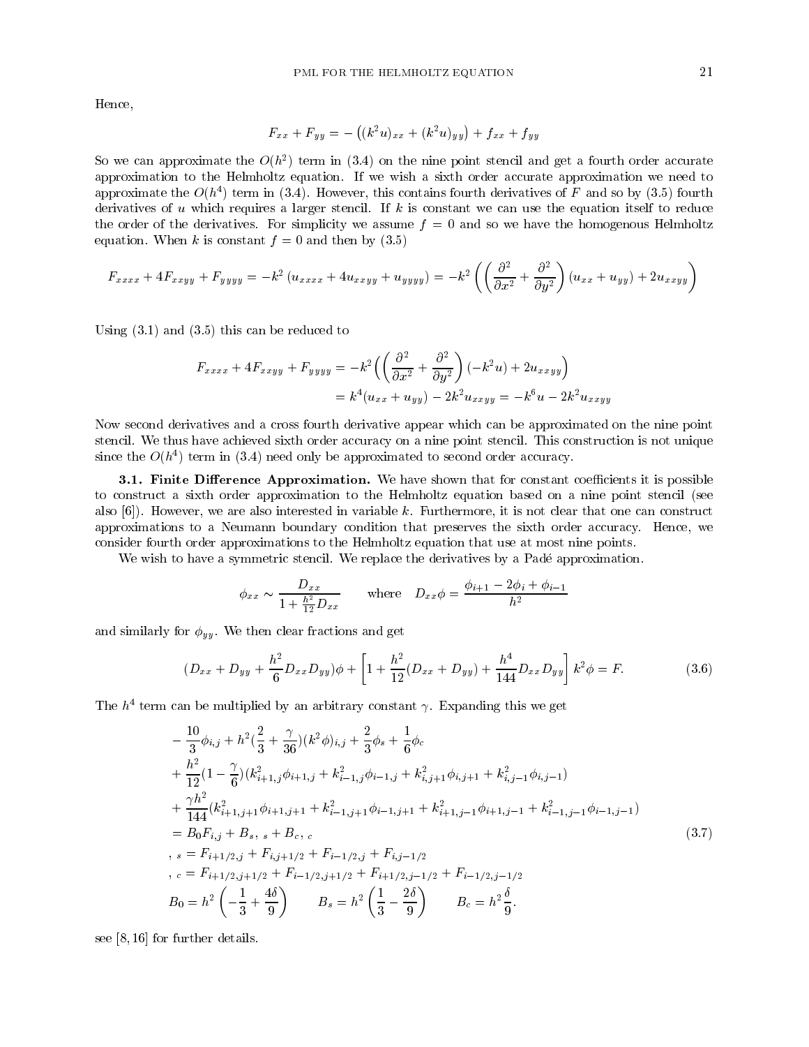Hence,

$$F_{xx} + F_{yy} = -\left((k^2 u)_{xx} + (k^2 u)_{yy}\right) + f_{xx} + f_{yy}$$

So we can approximate the $O(h^2)$ term in (3.4) on the nine point stencil and get a fourth order accurate approximation to the Helmholtz equation. If we wish a sixth order accurate approximation we need to approximate the $O(h^4)$ term in (3.4). However, this contains fourth derivatives of $F$ and so by (3.5) fourth derivatives of $u$ which requires a larger stencil. If $k$ is constant we can use the equation itself to reduce the order of the derivatives. For simplicity we assume $f = 0$ and so we have the homogenous Helmholtz equation. When $k$ is constant $f = 0$ and then by (3.5)

$$F_{xxxx} + 4F_{xxyy} + F_{yyyy} = -k^2\left(u_{xxxx} + 4u_{xxyy} + u_{yyyy}\right) = -k^2\left(\left(\frac{\partial^2}{\partial x^2} + \frac{\partial^2}{\partial y^2}\right)(u_{xx} + u_{yy}) + 2u_{xxyy}\right)$$

Using (3.1) and (3.5) this can be reduced to

$$\begin{aligned}
F_{xxxx} + 4F_{xxyy} + F_{yyyy} &= -k^2\left(\left(\frac{\partial^2}{\partial x^2} + \frac{\partial^2}{\partial y^2}\right)(-k^2 u) + 2u_{xxyy}\right) \\
&= k^4(u_{xx} + u_{yy}) - 2k^2 u_{xxyy} = -k^6 u - 2k^2 u_{xxyy}
\end{aligned}$$

Now second derivatives and a cross fourth derivative appear which can be approximated on the nine point stencil. We thus have achieved sixth order accuracy on a nine point stencil. This construction is not unique since the $O(h^4)$ term in (3.4) need only be approximated to second order accuracy.

**3.1. Finite Difference Approximation.** We have shown that for constant coefficients it is possible to construct a sixth order approximation to the Helmholtz equation based on a nine point stencil (see also [6]). However, we are also interested in variable $k$. Furthermore, it is not clear that one can construct approximations to a Neumann boundary condition that preserves the sixth order accuracy. Hence, we consider fourth order approximations to the Helmholtz equation that use at most nine points.

We wish to have a symmetric stencil. We replace the derivatives by a Padé approximation.

$$\phi_{xx} \sim \frac{D_{xx}}{1 + \frac{h^2}{12}D_{xx}} \qquad \text{where} \quad D_{xx}\phi = \frac{\phi_{i+1} - 2\phi_i + \phi_{i-1}}{h^2}$$

and similarly for $\phi_{yy}$. We then clear fractions and get

$$(D_{xx} + D_{yy} + \frac{h^2}{6}D_{xx}D_{yy})\phi + \left[1 + \frac{h^2}{12}(D_{xx} + D_{yy}) + \frac{h^4}{144}D_{xx}D_{yy}\right]k^2\phi = F. \tag{3.6}$$

The $h^4$ term can be multiplied by an arbitrary constant $\gamma$. Expanding this we get

$$\begin{aligned}
&-\frac{10}{3}\phi_{i,j} + h^2\left(\frac{2}{3} + \frac{\gamma}{36}\right)(k^2\phi)_{i,j} + \frac{2}{3}\phi_s + \frac{1}{6}\phi_c \\
&+ \frac{h^2}{12}\left(1 - \frac{\gamma}{6}\right)\left(k^2_{i+1,j}\phi_{i+1,j} + k^2_{i-1,j}\phi_{i-1,j} + k^2_{i,j+1}\phi_{i,j+1} + k^2_{i,j-1}\phi_{i,j-1}\right) \\
&+ \frac{\gamma h^2}{144}\left(k^2_{i+1,j+1}\phi_{i+1,j+1} + k^2_{i-1,j+1}\phi_{i-1,j+1} + k^2_{i+1,j-1}\phi_{i+1,j-1} + k^2_{i-1,j-1}\phi_{i-1,j-1}\right) \\
&= B_0 F_{i,j} + B_s\,\Gamma_s + B_c\,\Gamma_c \\
&\Gamma_s = F_{i+1/2,j} + F_{i,j+1/2} + F_{i-1/2,j} + F_{i,j-1/2} \\
&\Gamma_c = F_{i+1/2,j+1/2} + F_{i-1/2,j+1/2} + F_{i+1/2,j-1/2} + F_{i-1/2,j-1/2} \\
&B_0 = h^2\left(-\frac{1}{3} + \frac{4\delta}{9}\right) \qquad B_s = h^2\left(\frac{1}{3} - \frac{2\delta}{9}\right) \qquad B_c = h^2\frac{\delta}{9}.
\end{aligned} \tag{3.7}$$

see [8, 16] for further details.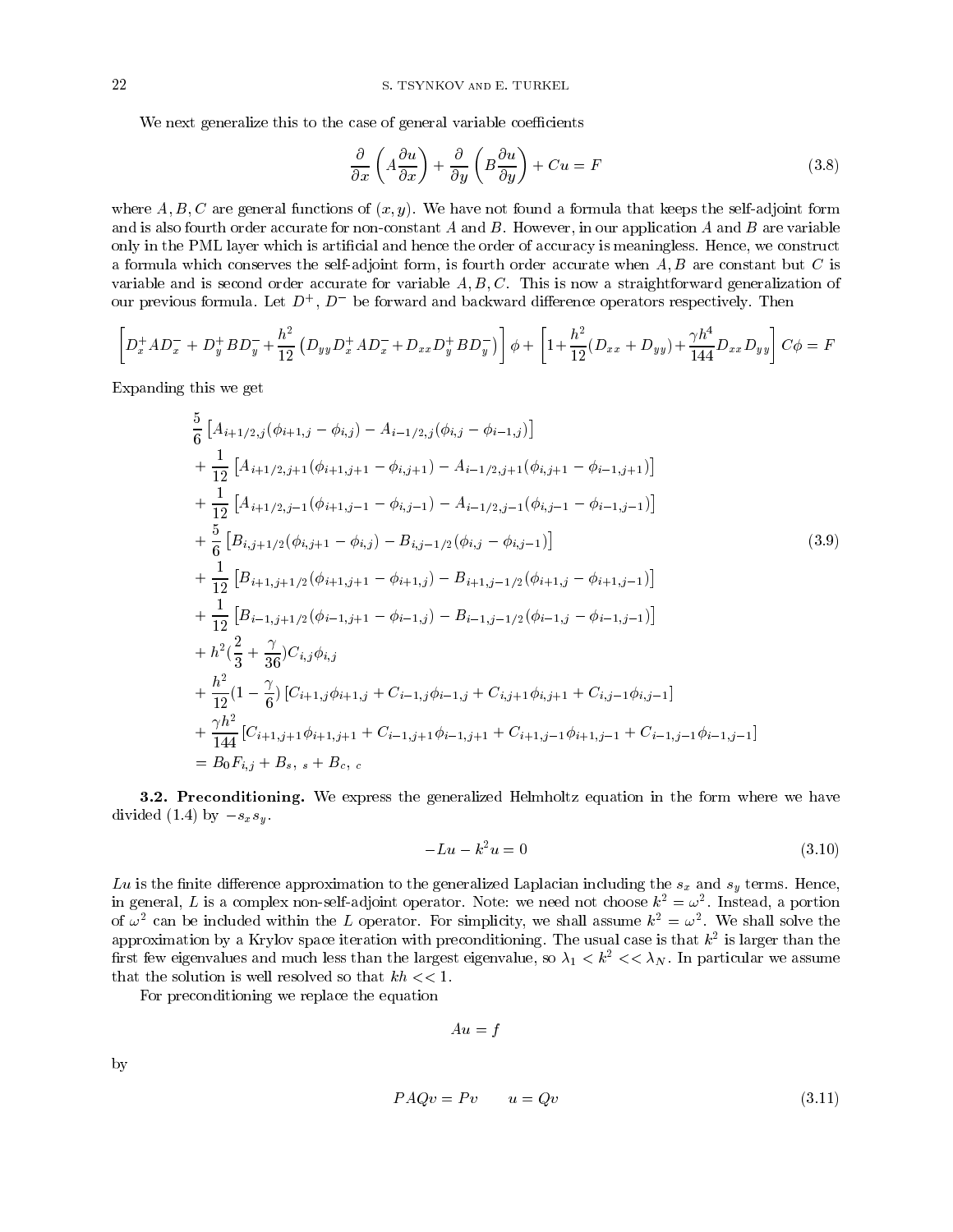We next generalize this to the case of general variable coefficients

$$\frac{\partial}{\partial x}\left(A\frac{\partial u}{\partial x}\right)+\frac{\partial}{\partial y}\left(B\frac{\partial u}{\partial y}\right)+Cu=F \tag{3.8}$$

where $A, B, C$ are general functions of $(x, y)$. We have not found a formula that keeps the self-adjoint form and is also fourth order accurate for non-constant $A$ and $B$. However, in our application $A$ and $B$ are variable only in the PML layer which is artificial and hence the order of accuracy is meaningless. Hence, we construct a formula which conserves the self-adjoint form, is fourth order accurate when $A, B$ are constant but $C$ is variable and is second order accurate for variable $A, B, C$. This is now a straightforward generalization of our previous formula. Let $D^+$, $D^-$ be forward and backward difference operators respectively. Then

$$\left[D_x^+AD_x^- + D_y^+BD_y^- + \frac{h^2}{12}\left(D_{yy}D_x^+AD_x^- + D_{xx}D_y^+BD_y^-\right)\right]\phi + \left[1+\frac{h^2}{12}(D_{xx}+D_{yy})+\frac{\gamma h^4}{144}D_{xx}D_{yy}\right]C\phi = F$$

Expanding this we get

$$\begin{aligned}
&\frac{5}{6}\left[A_{i+1/2,j}(\phi_{i+1,j}-\phi_{i,j}) - A_{i-1/2,j}(\phi_{i,j}-\phi_{i-1,j})\right]\\
&+\frac{1}{12}\left[A_{i+1/2,j+1}(\phi_{i+1,j+1}-\phi_{i,j+1}) - A_{i-1/2,j+1}(\phi_{i,j+1}-\phi_{i-1,j+1})\right]\\
&+\frac{1}{12}\left[A_{i+1/2,j-1}(\phi_{i+1,j-1}-\phi_{i,j-1}) - A_{i-1/2,j-1}(\phi_{i,j-1}-\phi_{i-1,j-1})\right]\\
&+\frac{5}{6}\left[B_{i,j+1/2}(\phi_{i,j+1}-\phi_{i,j}) - B_{i,j-1/2}(\phi_{i,j}-\phi_{i,j-1})\right]\\
&+\frac{1}{12}\left[B_{i+1,j+1/2}(\phi_{i+1,j+1}-\phi_{i+1,j}) - B_{i+1,j-1/2}(\phi_{i+1,j}-\phi_{i+1,j-1})\right]\\
&+\frac{1}{12}\left[B_{i-1,j+1/2}(\phi_{i-1,j+1}-\phi_{i-1,j}) - B_{i-1,j-1/2}(\phi_{i-1,j}-\phi_{i-1,j-1})\right]\\
&+h^2\left(\frac{2}{3}+\frac{\gamma}{36}\right)C_{i,j}\phi_{i,j}\\
&+\frac{h^2}{12}\left(1-\frac{\gamma}{6}\right)\left[C_{i+1,j}\phi_{i+1,j}+C_{i-1,j}\phi_{i-1,j}+C_{i,j+1}\phi_{i,j+1}+C_{i,j-1}\phi_{i,j-1}\right]\\
&+\frac{\gamma h^2}{144}\left[C_{i+1,j+1}\phi_{i+1,j+1}+C_{i-1,j+1}\phi_{i-1,j+1}+C_{i+1,j-1}\phi_{i+1,j-1}+C_{i-1,j-1}\phi_{i-1,j-1}\right]\\
&= B_0F_{i,j} + B_{s,\ s} + B_{c,\ c}
\end{aligned} \tag{3.9}$$

**3.2. Preconditioning.** We express the generalized Helmholtz equation in the form where we have divided (1.4) by $-s_xs_y$.

$$-Lu - k^2u = 0 \tag{3.10}$$

$Lu$ is the finite difference approximation to the generalized Laplacian including the $s_x$ and $s_y$ terms. Hence, in general, $L$ is a complex non-self-adjoint operator. Note: we need not choose $k^2 = \omega^2$. Instead, a portion of $\omega^2$ can be included within the $L$ operator. For simplicity, we shall assume $k^2 = \omega^2$. We shall solve the approximation by a Krylov space iteration with preconditioning. The usual case is that $k^2$ is larger than the first few eigenvalues and much less than the largest eigenvalue, so $\lambda_1 < k^2 << \lambda_N$. In particular we assume that the solution is well resolved so that $kh << 1$.

For preconditioning we replace the equation

$$Au = f$$

by

$$PAQv = Pv \qquad u = Qv \tag{3.11}$$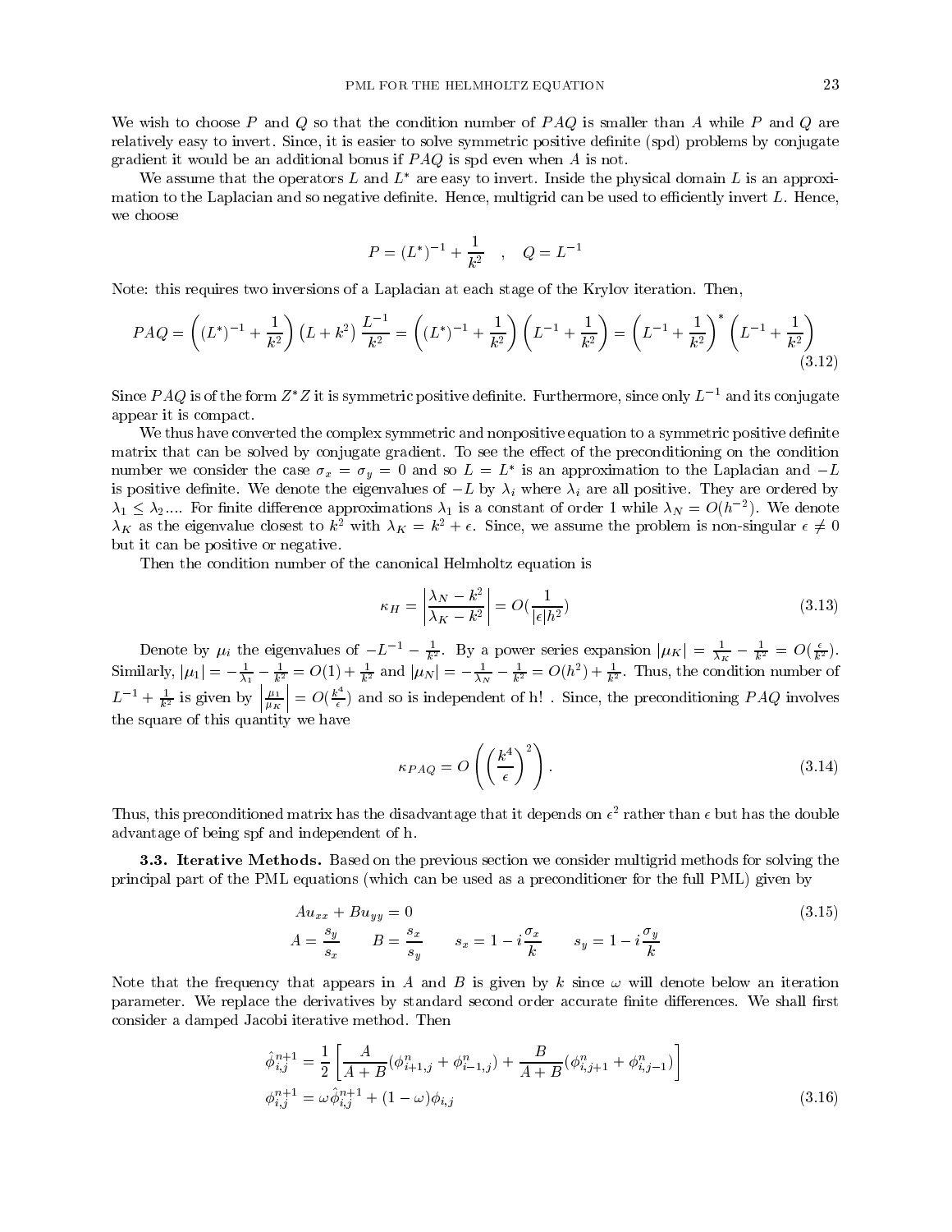We wish to choose $P$ and $Q$ so that the condition number of $PAQ$ is smaller than $A$ while $P$ and $Q$ are relatively easy to invert. Since, it is easier to solve symmetric positive definite (spd) problems by conjugate gradient it would be an additional bonus if $PAQ$ is spd even when $A$ is not.

We assume that the operators $L$ and $L^*$ are easy to invert. Inside the physical domain $L$ is an approximation to the Laplacian and so negative definite. Hence, multigrid can be used to efficiently invert $L$. Hence, we choose

$$P = (L^*)^{-1} + \frac{1}{k^2} \quad , \quad Q = L^{-1}$$

Note: this requires two inversions of a Laplacian at each stage of the Krylov iteration. Then,

$$PAQ = \left((L^*)^{-1} + \frac{1}{k^2}\right)\left(L + k^2\right)\frac{L^{-1}}{k^2} = \left((L^*)^{-1} + \frac{1}{k^2}\right)\left(L^{-1} + \frac{1}{k^2}\right) = \left(L^{-1} + \frac{1}{k^2}\right)^*\left(L^{-1} + \frac{1}{k^2}\right) \tag{3.12}$$

Since $PAQ$ is of the form $Z^*Z$ it is symmetric positive definite. Furthermore, since only $L^{-1}$ and its conjugate appear it is compact.

We thus have converted the complex symmetric and nonpositive equation to a symmetric positive definite matrix that can be solved by conjugate gradient. To see the effect of the preconditioning on the condition number we consider the case $\sigma_x = \sigma_y = 0$ and so $L = L^*$ is an approximation to the Laplacian and $-L$ is positive definite. We denote the eigenvalues of $-L$ by $\lambda_i$ where $\lambda_i$ are all positive. They are ordered by $\lambda_1 \leq \lambda_2 ....$ For finite difference approximations $\lambda_1$ is a constant of order 1 while $\lambda_N = O(h^{-2})$. We denote $\lambda_K$ as the eigenvalue closest to $k^2$ with $\lambda_K = k^2 + \epsilon$. Since, we assume the problem is non-singular $\epsilon \neq 0$ but it can be positive or negative.

Then the condition number of the canonical Helmholtz equation is

$$\kappa_H = \left|\frac{\lambda_N - k^2}{\lambda_K - k^2}\right| = O(\frac{1}{|\epsilon| h^2}) \tag{3.13}$$

Denote by $\mu_i$ the eigenvalues of $-L^{-1} - \frac{1}{k^2}$. By a power series expansion $|\mu_K| = \frac{1}{\lambda_K} - \frac{1}{k^2} = O(\frac{\epsilon}{k^2})$. Similarly, $|\mu_1| = -\frac{1}{\lambda_1} - \frac{1}{k^2} = O(1) + \frac{1}{k^2}$ and $|\mu_N| = -\frac{1}{\lambda_N} - \frac{1}{k^2} = O(h^2) + \frac{1}{k^2}$. Thus, the condition number of $L^{-1} + \frac{1}{k^2}$ is given by $\left|\frac{\mu_1}{\mu_K}\right| = O(\frac{k^4}{\epsilon})$ and so is independent of h! . Since, the preconditioning $PAQ$ involves the square of this quantity we have

$$\kappa_{PAQ} = O\left(\left(\frac{k^4}{\epsilon}\right)^2\right). \tag{3.14}$$

Thus, this preconditioned matrix has the disadvantage that it depends on $\epsilon^2$ rather than $\epsilon$ but has the double advantage of being spf and independent of h.

**3.3. Iterative Methods.** Based on the previous section we consider multigrid methods for solving the principal part of the PML equations (which can be used as a preconditioner for the full PML) given by

$$\begin{aligned} &Au_{xx} + Bu_{yy} = 0 \\ &A = \frac{s_y}{s_x} \qquad B = \frac{s_x}{s_y} \qquad s_x = 1 - i\frac{\sigma_x}{k} \qquad s_y = 1 - i\frac{\sigma_y}{k} \end{aligned} \tag{3.15}$$

Note that the frequency that appears in $A$ and $B$ is given by $k$ since $\omega$ will denote below an iteration parameter. We replace the derivatives by standard second order accurate finite differences. We shall first consider a damped Jacobi iterative method. Then

$$\begin{aligned} \hat{\phi}_{i,j}^{n+1} &= \frac{1}{2}\left[\frac{A}{A+B}(\phi_{i+1,j}^n + \phi_{i-1,j}^n) + \frac{B}{A+B}(\phi_{i,j+1}^n + \phi_{i,j-1}^n)\right] \\ \phi_{i,j}^{n+1} &= \omega\hat{\phi}_{i,j}^{n+1} + (1-\omega)\phi_{i,j} \end{aligned} \tag{3.16}$$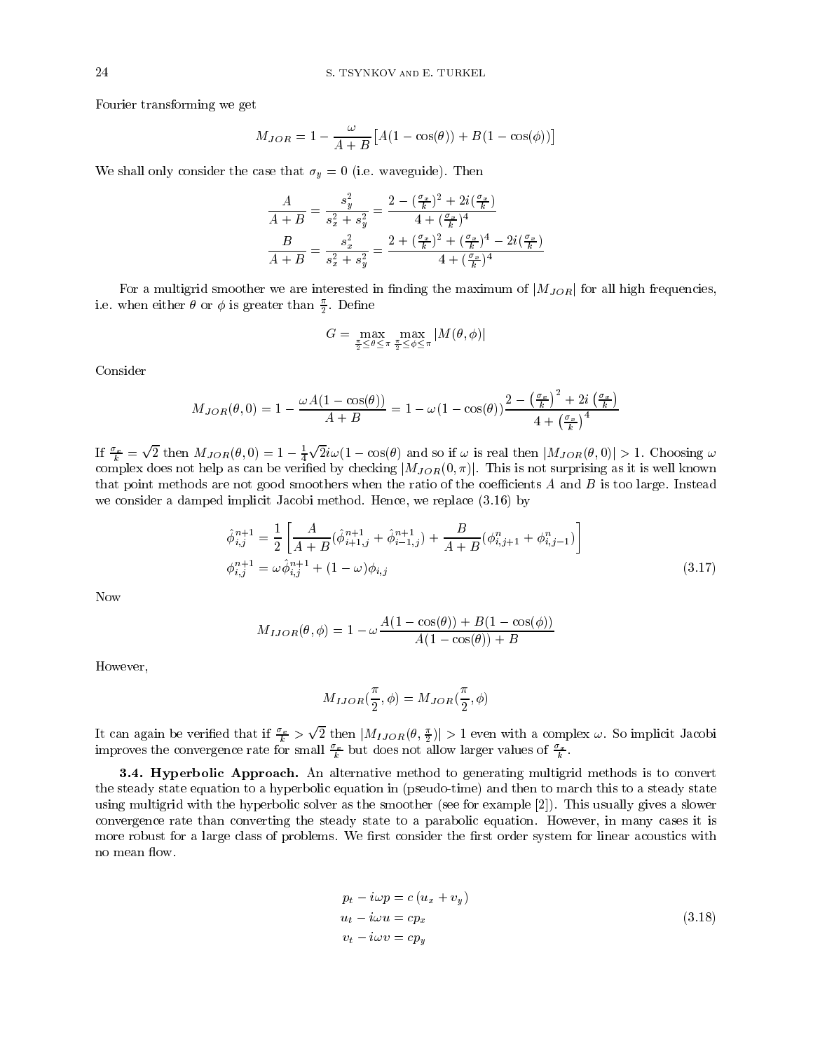Fourier transforming we get

$$M_{JOR} = 1 - \frac{\omega}{A+B}\big[A(1-\cos(\theta)) + B(1-\cos(\phi))\big]$$

We shall only consider the case that $\sigma_y = 0$ (i.e. waveguide). Then

$$\frac{A}{A+B} = \frac{s_y^2}{s_x^2+s_y^2} = \frac{2-(\frac{\sigma_x}{k})^2 + 2i(\frac{\sigma_x}{k})}{4+(\frac{\sigma_x}{k})^4}$$

$$\frac{B}{A+B} = \frac{s_x^2}{s_x^2+s_y^2} = \frac{2+(\frac{\sigma_x}{k})^2 + (\frac{\sigma_x}{k})^4 - 2i(\frac{\sigma_x}{k})}{4+(\frac{\sigma_x}{k})^4}$$

For a multigrid smoother we are interested in finding the maximum of $|M_{JOR}|$ for all high frequencies, i.e. when either $\theta$ or $\phi$ is greater than $\frac{\pi}{2}$. Define

$$G = \max_{\frac{\pi}{2}\le\theta\le\pi}\ \max_{\frac{\pi}{2}\le\phi\le\pi} |M(\theta,\phi)|$$

Consider

$$M_{JOR}(\theta,0) = 1 - \frac{\omega A(1-\cos(\theta))}{A+B} = 1-\omega(1-\cos(\theta))\frac{2-\left(\frac{\sigma_x}{k}\right)^2 + 2i\left(\frac{\sigma_x}{k}\right)}{4+\left(\frac{\sigma_x}{k}\right)^4}$$

If $\frac{\sigma_x}{k} = \sqrt{2}$ then $M_{JOR}(\theta,0) = 1 - \frac{1}{4}\sqrt{2}i\omega(1-\cos(\theta)$ and so if $\omega$ is real then $|M_{JOR}(\theta,0)| > 1$. Choosing $\omega$ complex does not help as can be verified by checking $|M_{JOR}(0,\pi)|$. This is not surprising as it is well known that point methods are not good smoothers when the ratio of the coefficients $A$ and $B$ is too large. Instead we consider a damped implicit Jacobi method. Hence, we replace (3.16) by

$$\begin{aligned}
\hat{\phi}_{i,j}^{n+1} &= \frac{1}{2}\left[\frac{A}{A+B}(\hat{\phi}_{i+1,j}^{n+1} + \hat{\phi}_{i-1,j}^{n+1}) + \frac{B}{A+B}(\phi_{i,j+1}^{n} + \phi_{i,j-1}^{n})\right] \\
\phi_{i,j}^{n+1} &= \omega\hat{\phi}_{i,j}^{n+1} + (1-\omega)\phi_{i,j}
\end{aligned} \tag{3.17}$$

Now

$$M_{IJOR}(\theta,\phi) = 1 - \omega\frac{A(1-\cos(\theta)) + B(1-\cos(\phi))}{A(1-\cos(\theta)) + B}$$

However,

$$M_{IJOR}(\frac{\pi}{2},\phi) = M_{JOR}(\frac{\pi}{2},\phi)$$

It can again be verified that if $\frac{\sigma_x}{k} > \sqrt{2}$ then $|M_{IJOR}(\theta,\frac{\pi}{2})| > 1$ even with a complex $\omega$. So implicit Jacobi improves the convergence rate for small $\frac{\sigma_x}{k}$ but does not allow larger values of $\frac{\sigma_x}{k}$.

**3.4. Hyperbolic Approach.** An alternative method to generating multigrid methods is to convert the steady state equation to a hyperbolic equation in (pseudo-time) and then to march this to a steady state using multigrid with the hyperbolic solver as the smoother (see for example [2]). This usually gives a slower convergence rate than converting the steady state to a parabolic equation. However, in many cases it is more robust for a large class of problems. We first consider the first order system for linear acoustics with no mean flow.

$$\begin{aligned}
p_t - i\omega p &= c\,(u_x + v_y) \\
u_t - i\omega u &= c p_x \\
v_t - i\omega v &= c p_y
\end{aligned} \tag{3.18}$$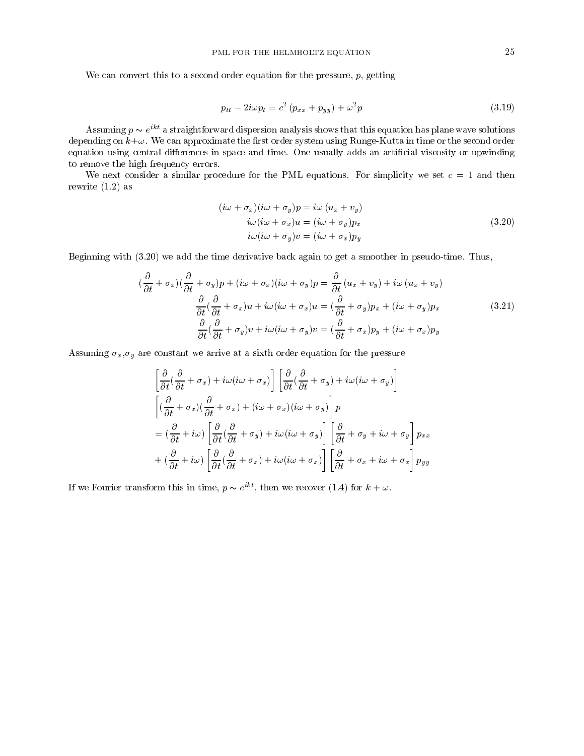We can convert this to a second order equation for the pressure, $p$, getting

$$p_{tt} - 2i\omega p_t = c^2 \left(p_{xx} + p_{yy}\right) + \omega^2 p \tag{3.19}$$

Assuming $p \sim e^{ikt}$ a straightforward dispersion analysis shows that this equation has plane wave solutions depending on $k+\omega$. We can approximate the first order system using Runge-Kutta in time or the second order equation using central differences in space and time. One usually adds an artificial viscosity or upwinding to remove the high frequency errors.

We next consider a similar procedure for the PML equations. For simplicity we set $c = 1$ and then rewrite (1.2) as

$$\begin{aligned}
(i\omega + \sigma_x)(i\omega + \sigma_y)p &= i\omega \left(u_x + v_y\right) \\
i\omega(i\omega + \sigma_x)u &= (i\omega + \sigma_y)p_x \\
i\omega(i\omega + \sigma_y)v &= (i\omega + \sigma_x)p_y
\end{aligned} \tag{3.20}$$

Beginning with (3.20) we add the time derivative back again to get a smoother in pseudo-time. Thus,

$$\begin{aligned}
(\frac{\partial}{\partial t} + \sigma_x)(\frac{\partial}{\partial t} + \sigma_y)p + (i\omega + \sigma_x)(i\omega + \sigma_y)p &= \frac{\partial}{\partial t}\left(u_x + v_y\right) + i\omega \left(u_x + v_y\right) \\
\frac{\partial}{\partial t}(\frac{\partial}{\partial t} + \sigma_x)u + i\omega(i\omega + \sigma_x)u &= (\frac{\partial}{\partial t} + \sigma_y)p_x + (i\omega + \sigma_y)p_x \\
\frac{\partial}{\partial t}(\frac{\partial}{\partial t} + \sigma_y)v + i\omega(i\omega + \sigma_y)v &= (\frac{\partial}{\partial t} + \sigma_x)p_y + (i\omega + \sigma_x)p_y
\end{aligned} \tag{3.21}$$

Assuming $\sigma_x$,$\sigma_y$ are constant we arrive at a sixth order equation for the pressure

$$\begin{aligned}
&\left[\frac{\partial}{\partial t}(\frac{\partial}{\partial t} + \sigma_x) + i\omega(i\omega + \sigma_x)\right]\left[\frac{\partial}{\partial t}(\frac{\partial}{\partial t} + \sigma_y) + i\omega(i\omega + \sigma_y)\right] \\
&\left[(\frac{\partial}{\partial t} + \sigma_x)(\frac{\partial}{\partial t} + \sigma_x) + (i\omega + \sigma_x)(i\omega + \sigma_y)\right] p \\
&= (\frac{\partial}{\partial t} + i\omega)\left[\frac{\partial}{\partial t}(\frac{\partial}{\partial t} + \sigma_y) + i\omega(i\omega + \sigma_y)\right]\left[\frac{\partial}{\partial t} + \sigma_y + i\omega + \sigma_y\right] p_{xx} \\
&+ (\frac{\partial}{\partial t} + i\omega)\left[\frac{\partial}{\partial t}(\frac{\partial}{\partial t} + \sigma_x) + i\omega(i\omega + \sigma_x)\right]\left[\frac{\partial}{\partial t} + \sigma_x + i\omega + \sigma_x\right] p_{yy}
\end{aligned}$$

If we Fourier transform this in time, $p \sim e^{ikt}$, then we recover (1.4) for $k + \omega$.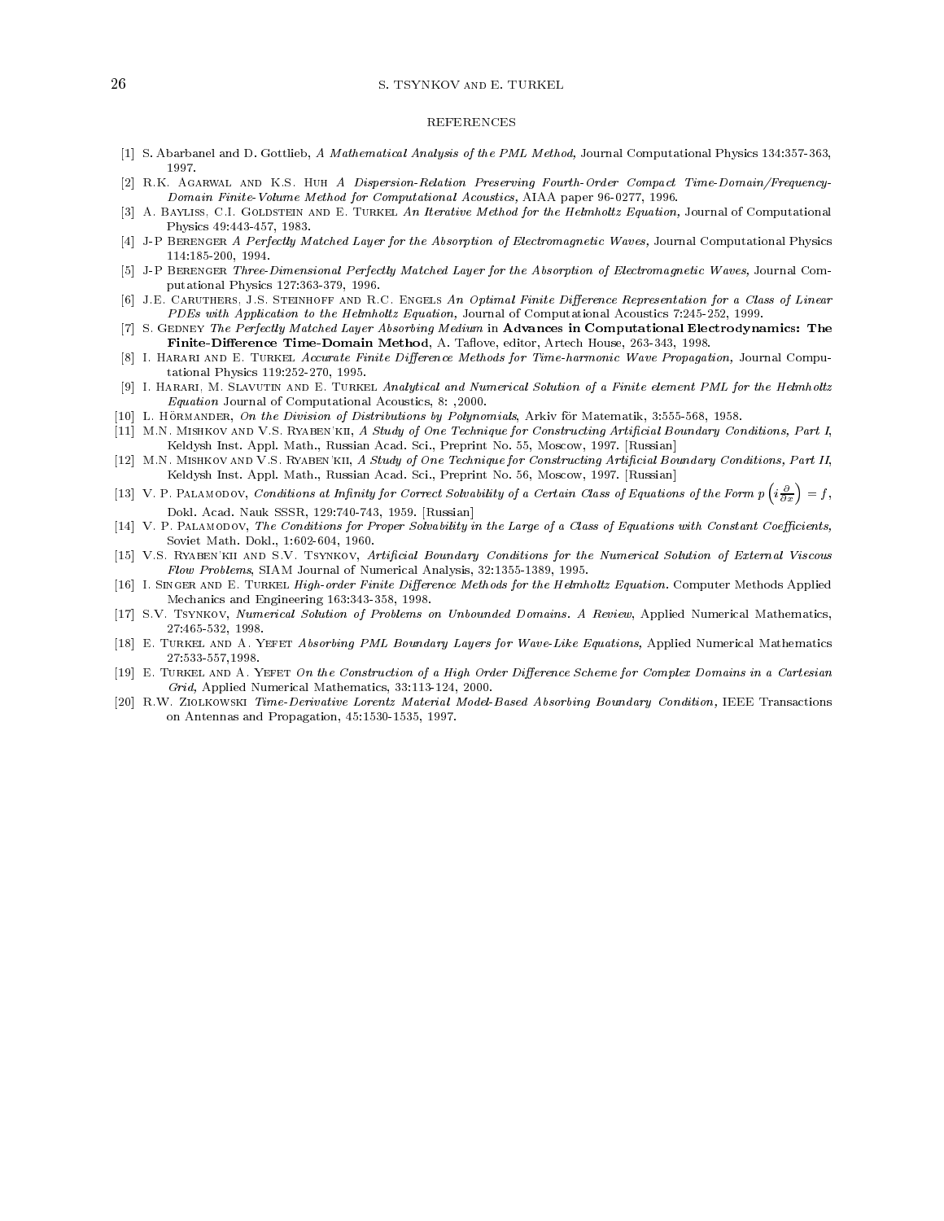## REFERENCES

[1] S. Abarbanel and D. Gottlieb, *A Mathematical Analysis of the PML Method*, Journal Computational Physics 134:357-363, 1997.

[2] R.K. Agarwal and K.S. Huh *A Dispersion-Relation Preserving Fourth-Order Compact Time-Domain/Frequency-Domain Finite-Volume Method for Computational Acoustics*, AIAA paper 96-0277, 1996.

[3] A. Bayliss, C.I. Goldstein and E. Turkel *An Iterative Method for the Helmholtz Equation*, Journal of Computational Physics 49:443-457, 1983.

[4] J-P Berenger *A Perfectly Matched Layer for the Absorption of Electromagnetic Waves*, Journal Computational Physics 114:185-200, 1994.

[5] J-P Berenger *Three-Dimensional Perfectly Matched Layer for the Absorption of Electromagnetic Waves*, Journal Computational Physics 127:363-379, 1996.

[6] J.E. Caruthers, J.S. Steinhoff and R.C. Engels *An Optimal Finite Difference Representation for a Class of Linear PDEs with Application to the Helmholtz Equation*, Journal of Computational Acoustics 7:245-252, 1999.

[7] S. Gedney *The Perfectly Matched Layer Absorbing Medium* in **Advances in Computational Electrodynamics: The Finite-Difference Time-Domain Method**, A. Taflove, editor, Artech House, 263-343, 1998.

[8] I. Harari and E. Turkel *Accurate Finite Difference Methods for Time-harmonic Wave Propagation*, Journal Computational Physics 119:252-270, 1995.

[9] I. Harari, M. Slavutin and E. Turkel *Analytical and Numerical Solution of a Finite element PML for the Helmholtz Equation* Journal of Computational Acoustics, 8: ,2000.

[10] L. Hörmander, *On the Division of Distributions by Polynomials*, Arkiv för Matematik, 3:555-568, 1958.

[11] M.N. Mishkov and V.S. Ryaben'kii, *A Study of One Technique for Constructing Artificial Boundary Conditions, Part I*, Keldysh Inst. Appl. Math., Russian Acad. Sci., Preprint No. 55, Moscow, 1997. [Russian]

[12] M.N. Mishkov and V.S. Ryaben'kii, *A Study of One Technique for Constructing Artificial Boundary Conditions, Part II*, Keldysh Inst. Appl. Math., Russian Acad. Sci., Preprint No. 56, Moscow, 1997. [Russian]

[13] V. P. Palamodov, *Conditions at Infinity for Correct Solvability of a Certain Class of Equations of the Form* $p\left(i\frac{\partial}{\partial x}\right) = f$, Dokl. Acad. Nauk SSSR, 129:740-743, 1959. [Russian]

[14] V. P. Palamodov, *The Conditions for Proper Solvability in the Large of a Class of Equations with Constant Coefficients*, Soviet Math. Dokl., 1:602-604, 1960.

[15] V.S. Ryaben'kii and S.V. Tsynkov, *Artificial Boundary Conditions for the Numerical Solution of External Viscous Flow Problems*, SIAM Journal of Numerical Analysis, 32:1355-1389, 1995.

[16] I. Singer and E. Turkel *High-order Finite Difference Methods for the Helmholtz Equation*. Computer Methods Applied Mechanics and Engineering 163:343-358, 1998.

[17] S.V. Tsynkov, *Numerical Solution of Problems on Unbounded Domains. A Review*, Applied Numerical Mathematics, 27:465-532, 1998.

[18] E. Turkel and A. Yefet *Absorbing PML Boundary Layers for Wave-Like Equations*, Applied Numerical Mathematics 27:533-557,1998.

[19] E. Turkel and A. Yefet *On the Construction of a High Order Difference Scheme for Complex Domains in a Cartesian Grid*, Applied Numerical Mathematics, 33:113-124, 2000.

[20] R.W. Ziolkowski *Time-Derivative Lorentz Material Model-Based Absorbing Boundary Condition*, IEEE Transactions on Antennas and Propagation, 45:1530-1535, 1997.